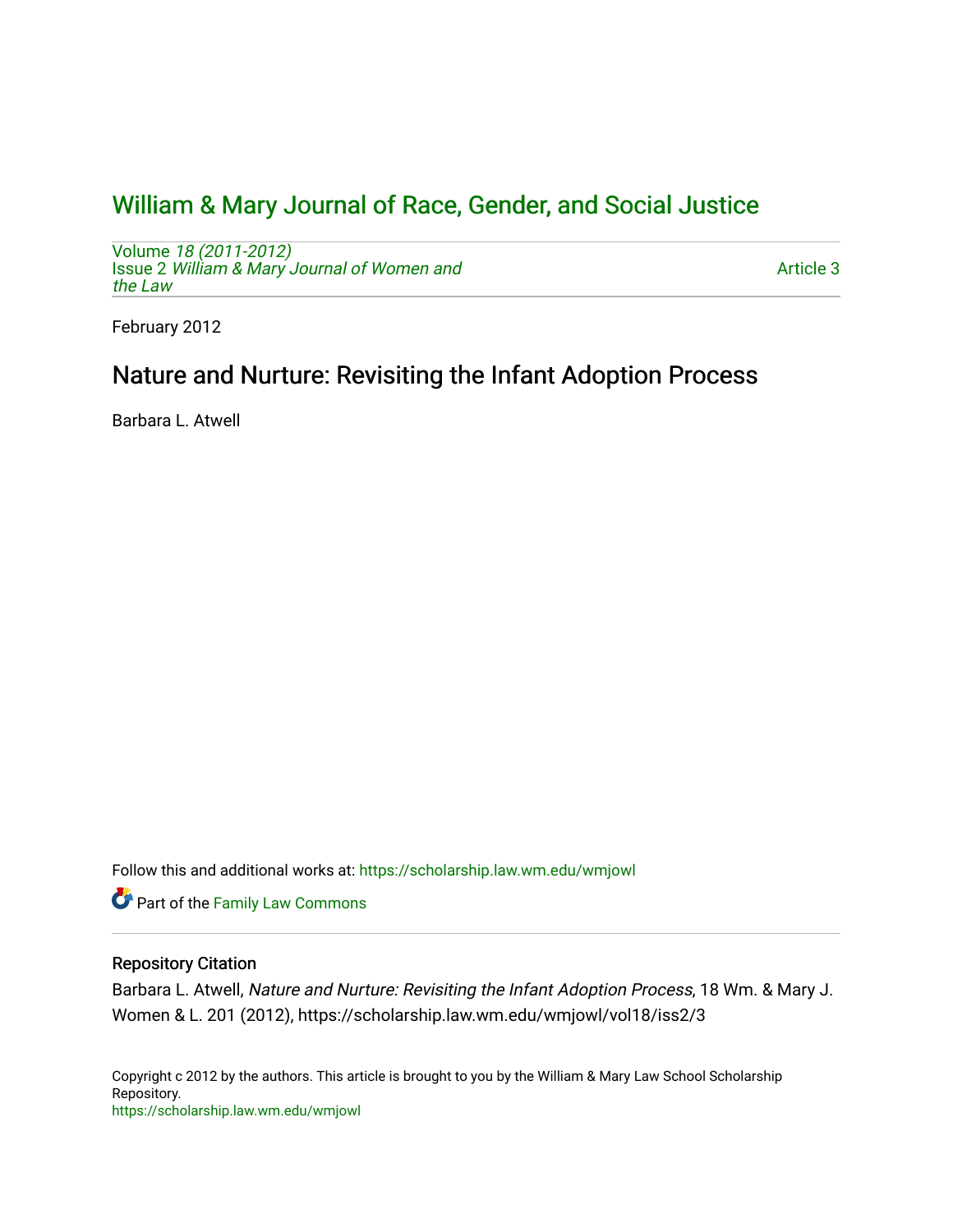# William & Mary Journal of Race, Gender, and Social Justice

Volume *18 (2011-2012)*
Issue 2 *William & Mary Journal of Women and the Law*

Article 3

February 2012

## Nature and Nurture: Revisiting the Infant Adoption Process

Barbara L. Atwell

Follow this and additional works at: https://scholarship.law.wm.edu/wmjowl

Part of the Family Law Commons

### Repository Citation

Barbara L. Atwell, *Nature and Nurture: Revisiting the Infant Adoption Process*, 18 Wm. & Mary J. Women & L. 201 (2012), https://scholarship.law.wm.edu/wmjowl/vol18/iss2/3

Copyright c 2012 by the authors. This article is brought to you by the William & Mary Law School Scholarship Repository.
https://scholarship.law.wm.edu/wmjowl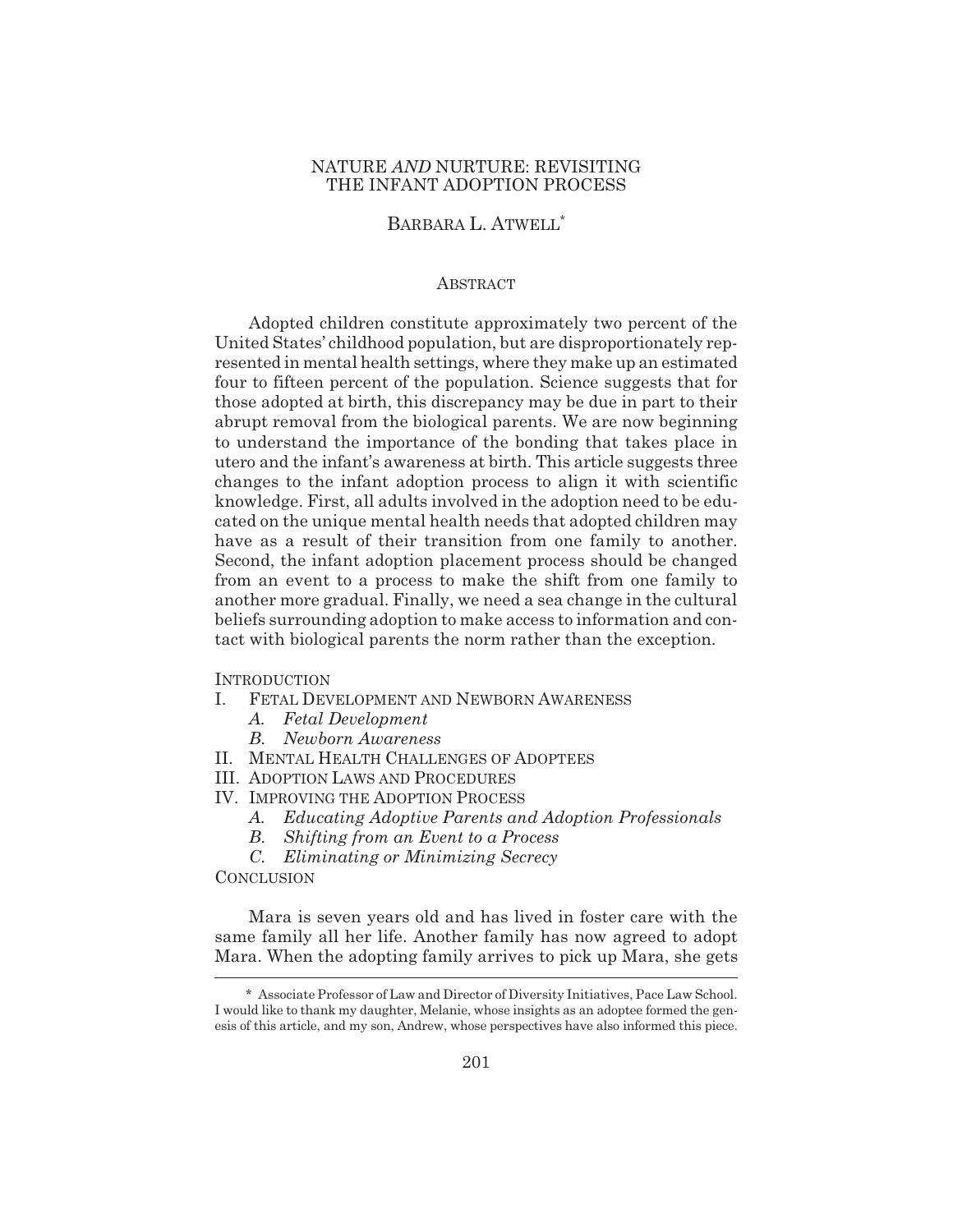# NATURE *AND* NURTURE: REVISITING THE INFANT ADOPTION PROCESS

BARBARA L. ATWELL[*]

## ABSTRACT

Adopted children constitute approximately two percent of the United States' childhood population, but are disproportionately represented in mental health settings, where they make up an estimated four to fifteen percent of the population. Science suggests that for those adopted at birth, this discrepancy may be due in part to their abrupt removal from the biological parents. We are now beginning to understand the importance of the bonding that takes place in utero and the infant's awareness at birth. This article suggests three changes to the infant adoption process to align it with scientific knowledge. First, all adults involved in the adoption need to be educated on the unique mental health needs that adopted children may have as a result of their transition from one family to another. Second, the infant adoption placement process should be changed from an event to a process to make the shift from one family to another more gradual. Finally, we need a sea change in the cultural beliefs surrounding adoption to make access to information and contact with biological parents the norm rather than the exception.

INTRODUCTION
- I. FETAL DEVELOPMENT AND NEWBORN AWARENESS
  - *A. Fetal Development*
  - *B. Newborn Awareness*
- II. MENTAL HEALTH CHALLENGES OF ADOPTEES
- III. ADOPTION LAWS AND PROCEDURES
- IV. IMPROVING THE ADOPTION PROCESS
  - *A. Educating Adoptive Parents and Adoption Professionals*
  - *B. Shifting from an Event to a Process*
  - *C. Eliminating or Minimizing Secrecy*

CONCLUSION

Mara is seven years old and has lived in foster care with the same family all her life. Another family has now agreed to adopt Mara. When the adopting family arrives to pick up Mara, she gets

---

[*] Associate Professor of Law and Director of Diversity Initiatives, Pace Law School. I would like to thank my daughter, Melanie, whose insights as an adoptee formed the genesis of this article, and my son, Andrew, whose perspectives have also informed this piece.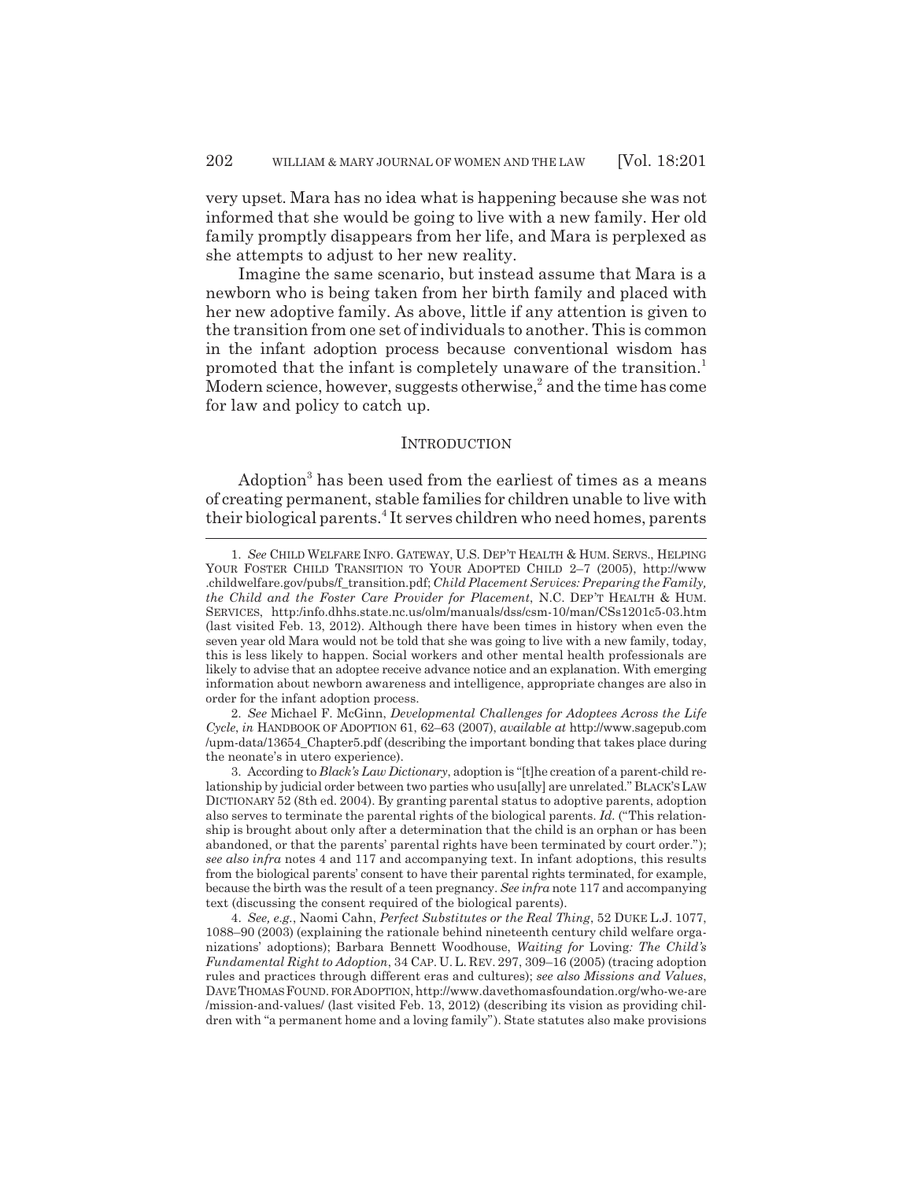very upset. Mara has no idea what is happening because she was not informed that she would be going to live with a new family. Her old family promptly disappears from her life, and Mara is perplexed as she attempts to adjust to her new reality.

Imagine the same scenario, but instead assume that Mara is a newborn who is being taken from her birth family and placed with her new adoptive family. As above, little if any attention is given to the transition from one set of individuals to another. This is common in the infant adoption process because conventional wisdom has promoted that the infant is completely unaware of the transition.[1] Modern science, however, suggests otherwise,[2] and the time has come for law and policy to catch up.

## INTRODUCTION

Adoption[3] has been used from the earliest of times as a means of creating permanent, stable families for children unable to live with their biological parents.[4] It serves children who need homes, parents

1. *See* CHILD WELFARE INFO. GATEWAY, U.S. DEP'T HEALTH & HUM. SERVS., HELPING YOUR FOSTER CHILD TRANSITION TO YOUR ADOPTED CHILD 2–7 (2005), http://www.childwelfare.gov/pubs/f_transition.pdf; *Child Placement Services: Preparing the Family, the Child and the Foster Care Provider for Placement*, N.C. DEP'T HEALTH & HUM. SERVICES, http:/info.dhhs.state.nc.us/olm/manuals/dss/csm-10/man/CSs1201c5-03.htm (last visited Feb. 13, 2012). Although there have been times in history when even the seven year old Mara would not be told that she was going to live with a new family, today, this is less likely to happen. Social workers and other mental health professionals are likely to advise that an adoptee receive advance notice and an explanation. With emerging information about newborn awareness and intelligence, appropriate changes are also in order for the infant adoption process.

2. *See* Michael F. McGinn, *Developmental Challenges for Adoptees Across the Life Cycle*, *in* HANDBOOK OF ADOPTION 61, 62–63 (2007), *available at* http://www.sagepub.com/upm-data/13654_Chapter5.pdf (describing the important bonding that takes place during the neonate's in utero experience).

3. According to *Black's Law Dictionary*, adoption is "[t]he creation of a parent-child relationship by judicial order between two parties who usu[ally] are unrelated." BLACK'S LAW DICTIONARY 52 (8th ed. 2004). By granting parental status to adoptive parents, adoption also serves to terminate the parental rights of the biological parents. *Id.* ("This relationship is brought about only after a determination that the child is an orphan or has been abandoned, or that the parents' parental rights have been terminated by court order."); *see also infra* notes 4 and 117 and accompanying text. In infant adoptions, this results from the biological parents' consent to have their parental rights terminated, for example, because the birth was the result of a teen pregnancy. *See infra* note 117 and accompanying text (discussing the consent required of the biological parents).

4. *See, e.g.*, Naomi Cahn, *Perfect Substitutes or the Real Thing*, 52 DUKE L.J. 1077, 1088–90 (2003) (explaining the rationale behind nineteenth century child welfare organizations' adoptions); Barbara Bennett Woodhouse, *Waiting for* Loving*: The Child's Fundamental Right to Adoption*, 34 CAP. U. L. REV. 297, 309–16 (2005) (tracing adoption rules and practices through different eras and cultures); *see also Missions and Values*, DAVE THOMAS FOUND. FOR ADOPTION, http://www.davethomasfoundation.org/who-we-are/mission-and-values/ (last visited Feb. 13, 2012) (describing its vision as providing children with "a permanent home and a loving family"). State statutes also make provisions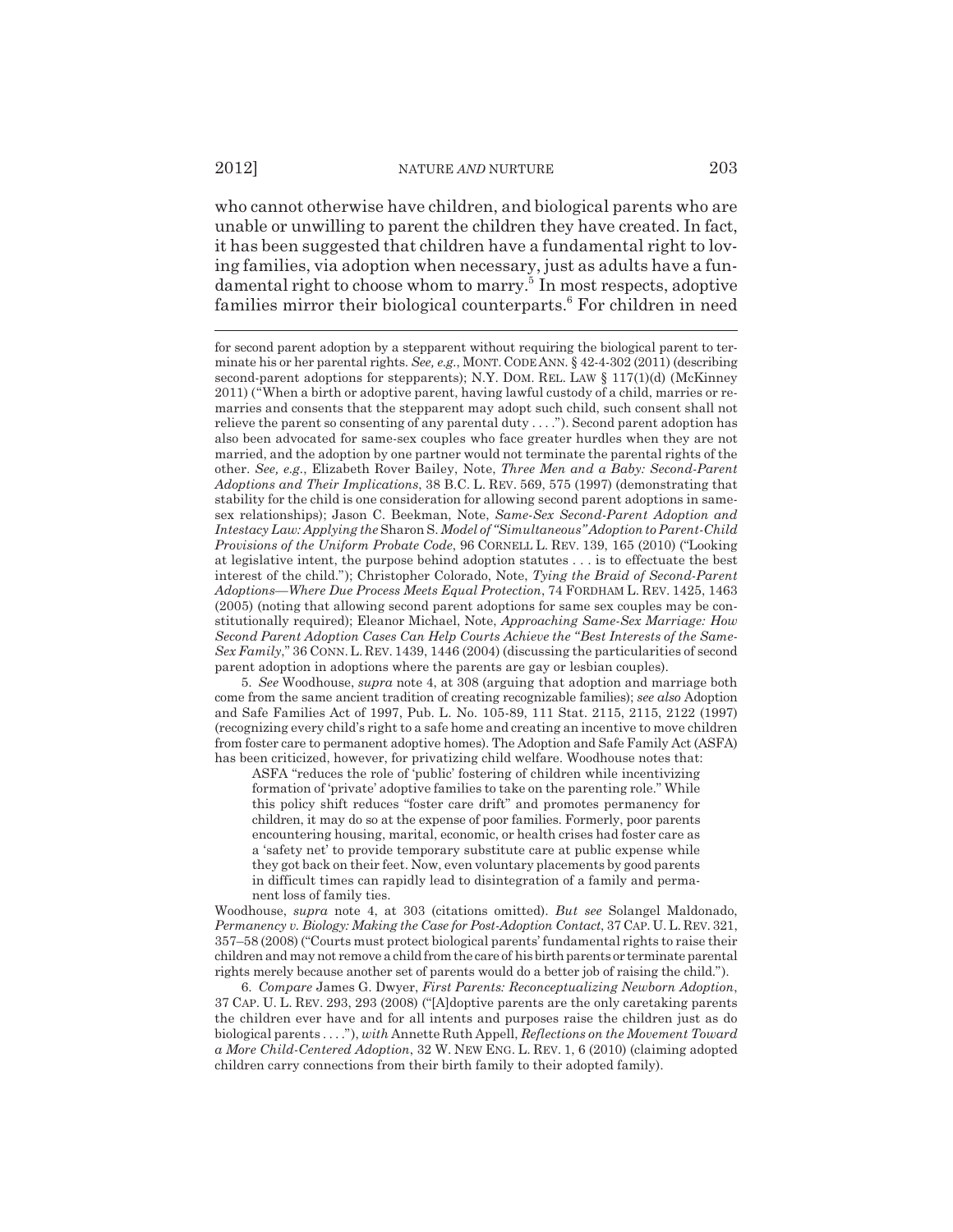who cannot otherwise have children, and biological parents who are unable or unwilling to parent the children they have created. In fact, it has been suggested that children have a fundamental right to loving families, via adoption when necessary, just as adults have a fundamental right to choose whom to marry.[5] In most respects, adoptive families mirror their biological counterparts.[6] For children in need

---

for second parent adoption by a stepparent without requiring the biological parent to terminate his or her parental rights. *See, e.g.*, MONT. CODE ANN. § 42-4-302 (2011) (describing second-parent adoptions for stepparents); N.Y. DOM. REL. LAW § 117(1)(d) (McKinney 2011) ("When a birth or adoptive parent, having lawful custody of a child, marries or remarries and consents that the stepparent may adopt such child, such consent shall not relieve the parent so consenting of any parental duty . . . ."). Second parent adoption has also been advocated for same-sex couples who face greater hurdles when they are not married, and the adoption by one partner would not terminate the parental rights of the other. *See, e.g.*, Elizabeth Rover Bailey, Note, *Three Men and a Baby: Second-Parent Adoptions and Their Implications*, 38 B.C. L. REV. 569, 575 (1997) (demonstrating that stability for the child is one consideration for allowing second parent adoptions in same-sex relationships); Jason C. Beekman, Note, *Same-Sex Second-Parent Adoption and Intestacy Law: Applying the* Sharon S. *Model of "Simultaneous" Adoption to Parent-Child Provisions of the Uniform Probate Code*, 96 CORNELL L. REV. 139, 165 (2010) ("Looking at legislative intent, the purpose behind adoption statutes . . . is to effectuate the best interest of the child."); Christopher Colorado, Note, *Tying the Braid of Second-Parent Adoptions—Where Due Process Meets Equal Protection*, 74 FORDHAM L. REV. 1425, 1463 (2005) (noting that allowing second parent adoptions for same sex couples may be constitutionally required); Eleanor Michael, Note, *Approaching Same-Sex Marriage: How Second Parent Adoption Cases Can Help Courts Achieve the "Best Interests of the Same-Sex Family*," 36 CONN. L. REV. 1439, 1446 (2004) (discussing the particularities of second parent adoption in adoptions where the parents are gay or lesbian couples).

5. *See* Woodhouse, *supra* note 4, at 308 (arguing that adoption and marriage both come from the same ancient tradition of creating recognizable families); *see also* Adoption and Safe Families Act of 1997, Pub. L. No. 105-89, 111 Stat. 2115, 2115, 2122 (1997) (recognizing every child's right to a safe home and creating an incentive to move children from foster care to permanent adoptive homes). The Adoption and Safe Family Act (ASFA) has been criticized, however, for privatizing child welfare. Woodhouse notes that:

> ASFA "reduces the role of 'public' fostering of children while incentivizing formation of 'private' adoptive families to take on the parenting role." While this policy shift reduces "foster care drift" and promotes permanency for children, it may do so at the expense of poor families. Formerly, poor parents encountering housing, marital, economic, or health crises had foster care as a 'safety net' to provide temporary substitute care at public expense while they got back on their feet. Now, even voluntary placements by good parents in difficult times can rapidly lead to disintegration of a family and permanent loss of family ties.

Woodhouse, *supra* note 4, at 303 (citations omitted). *But see* Solangel Maldonado, *Permanency v. Biology: Making the Case for Post-Adoption Contact*, 37 CAP. U. L. REV. 321, 357–58 (2008) ("Courts must protect biological parents' fundamental rights to raise their children and may not remove a child from the care of his birth parents or terminate parental rights merely because another set of parents would do a better job of raising the child.").

6. *Compare* James G. Dwyer, *First Parents: Reconceptualizing Newborn Adoption*, 37 CAP. U. L. REV. 293, 293 (2008) ("[A]doptive parents are the only caretaking parents the children ever have and for all intents and purposes raise the children just as do biological parents . . . ."), *with* Annette Ruth Appell, *Reflections on the Movement Toward a More Child-Centered Adoption*, 32 W. NEW ENG. L. REV. 1, 6 (2010) (claiming adopted children carry connections from their birth family to their adopted family).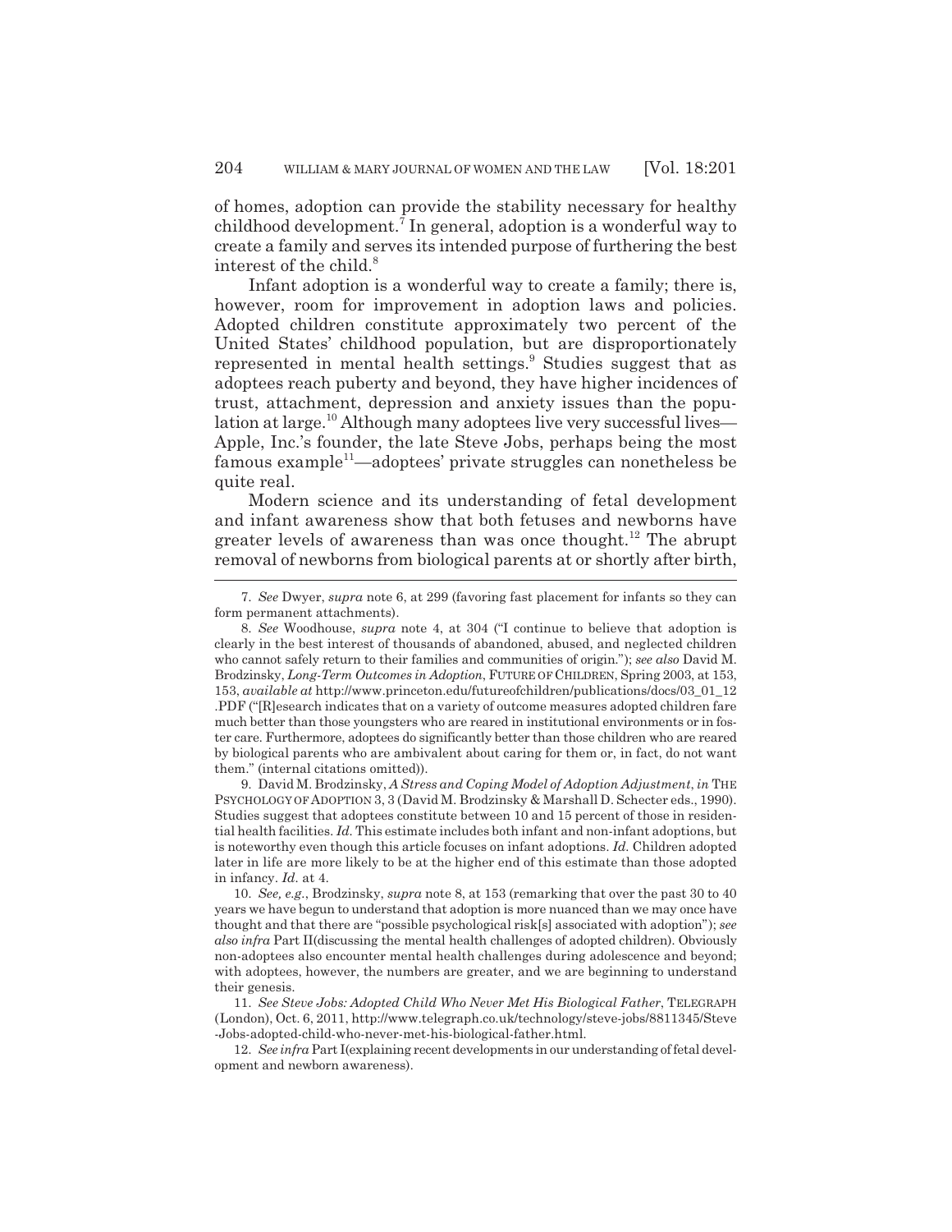of homes, adoption can provide the stability necessary for healthy childhood development.[7] In general, adoption is a wonderful way to create a family and serves its intended purpose of furthering the best interest of the child.[8]

Infant adoption is a wonderful way to create a family; there is, however, room for improvement in adoption laws and policies. Adopted children constitute approximately two percent of the United States' childhood population, but are disproportionately represented in mental health settings.[9] Studies suggest that as adoptees reach puberty and beyond, they have higher incidences of trust, attachment, depression and anxiety issues than the population at large.[10] Although many adoptees live very successful lives—Apple, Inc.'s founder, the late Steve Jobs, perhaps being the most famous example[11]—adoptees' private struggles can nonetheless be quite real.

Modern science and its understanding of fetal development and infant awareness show that both fetuses and newborns have greater levels of awareness than was once thought.[12] The abrupt removal of newborns from biological parents at or shortly after birth,

---

7. *See* Dwyer, *supra* note 6, at 299 (favoring fast placement for infants so they can form permanent attachments).

8. *See* Woodhouse, *supra* note 4, at 304 ("I continue to believe that adoption is clearly in the best interest of thousands of abandoned, abused, and neglected children who cannot safely return to their families and communities of origin."); *see also* David M. Brodzinsky, *Long-Term Outcomes in Adoption*, FUTURE OF CHILDREN, Spring 2003, at 153, 153, *available at* http://www.princeton.edu/futureofchildren/publications/docs/03_01_12.PDF ("[R]esearch indicates that on a variety of outcome measures adopted children fare much better than those youngsters who are reared in institutional environments or in foster care. Furthermore, adoptees do significantly better than those children who are reared by biological parents who are ambivalent about caring for them or, in fact, do not want them." (internal citations omitted)).

9. David M. Brodzinsky, *A Stress and Coping Model of Adoption Adjustment*, *in* THE PSYCHOLOGY OF ADOPTION 3, 3 (David M. Brodzinsky & Marshall D. Schecter eds., 1990). Studies suggest that adoptees constitute between 10 and 15 percent of those in residential health facilities. *Id.* This estimate includes both infant and non-infant adoptions, but is noteworthy even though this article focuses on infant adoptions. *Id.* Children adopted later in life are more likely to be at the higher end of this estimate than those adopted in infancy. *Id.* at 4.

10. *See, e.g.*, Brodzinsky, *supra* note 8, at 153 (remarking that over the past 30 to 40 years we have begun to understand that adoption is more nuanced than we may once have thought and that there are "possible psychological risk[s] associated with adoption"); *see also infra* Part II(discussing the mental health challenges of adopted children). Obviously non-adoptees also encounter mental health challenges during adolescence and beyond; with adoptees, however, the numbers are greater, and we are beginning to understand their genesis.

11. *See Steve Jobs: Adopted Child Who Never Met His Biological Father*, TELEGRAPH (London), Oct. 6, 2011, http://www.telegraph.co.uk/technology/steve-jobs/8811345/Steve-Jobs-adopted-child-who-never-met-his-biological-father.html.

12. *See infra* Part I(explaining recent developments in our understanding of fetal development and newborn awareness).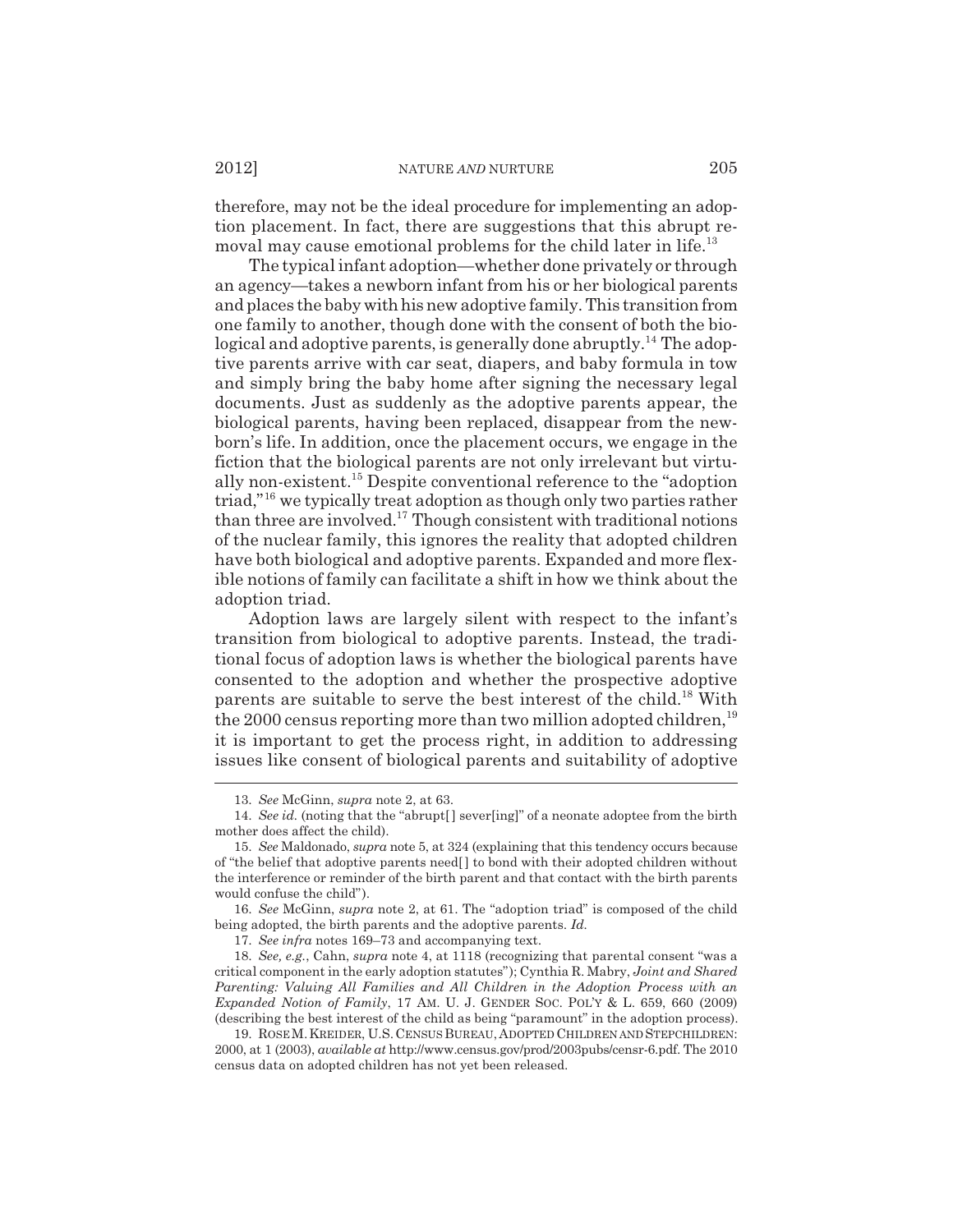therefore, may not be the ideal procedure for implementing an adoption placement. In fact, there are suggestions that this abrupt removal may cause emotional problems for the child later in life.[13]

The typical infant adoption—whether done privately or through an agency—takes a newborn infant from his or her biological parents and places the baby with his new adoptive family. This transition from one family to another, though done with the consent of both the biological and adoptive parents, is generally done abruptly.[14] The adoptive parents arrive with car seat, diapers, and baby formula in tow and simply bring the baby home after signing the necessary legal documents. Just as suddenly as the adoptive parents appear, the biological parents, having been replaced, disappear from the newborn's life. In addition, once the placement occurs, we engage in the fiction that the biological parents are not only irrelevant but virtually non-existent.[15] Despite conventional reference to the "adoption triad,"[16] we typically treat adoption as though only two parties rather than three are involved.[17] Though consistent with traditional notions of the nuclear family, this ignores the reality that adopted children have both biological and adoptive parents. Expanded and more flexible notions of family can facilitate a shift in how we think about the adoption triad.

Adoption laws are largely silent with respect to the infant's transition from biological to adoptive parents. Instead, the traditional focus of adoption laws is whether the biological parents have consented to the adoption and whether the prospective adoptive parents are suitable to serve the best interest of the child.[18] With the 2000 census reporting more than two million adopted children,[19] it is important to get the process right, in addition to addressing issues like consent of biological parents and suitability of adoptive

---

13. *See* McGinn, *supra* note 2, at 63.

14. *See id.* (noting that the "abrupt[] sever[ing]" of a neonate adoptee from the birth mother does affect the child).

15. *See* Maldonado, *supra* note 5, at 324 (explaining that this tendency occurs because of "the belief that adoptive parents need[] to bond with their adopted children without the interference or reminder of the birth parent and that contact with the birth parents would confuse the child").

16. *See* McGinn, *supra* note 2, at 61. The "adoption triad" is composed of the child being adopted, the birth parents and the adoptive parents. *Id.*

17. *See infra* notes 169–73 and accompanying text.

18. *See, e.g.*, Cahn, *supra* note 4, at 1118 (recognizing that parental consent "was a critical component in the early adoption statutes"); Cynthia R. Mabry, *Joint and Shared Parenting: Valuing All Families and All Children in the Adoption Process with an Expanded Notion of Family*, 17 AM. U. J. GENDER SOC. POL'Y & L. 659, 660 (2009) (describing the best interest of the child as being "paramount" in the adoption process).

19. ROSE M. KREIDER, U.S. CENSUS BUREAU, ADOPTED CHILDREN AND STEPCHILDREN: 2000, at 1 (2003), *available at* http://www.census.gov/prod/2003pubs/censr-6.pdf. The 2010 census data on adopted children has not yet been released.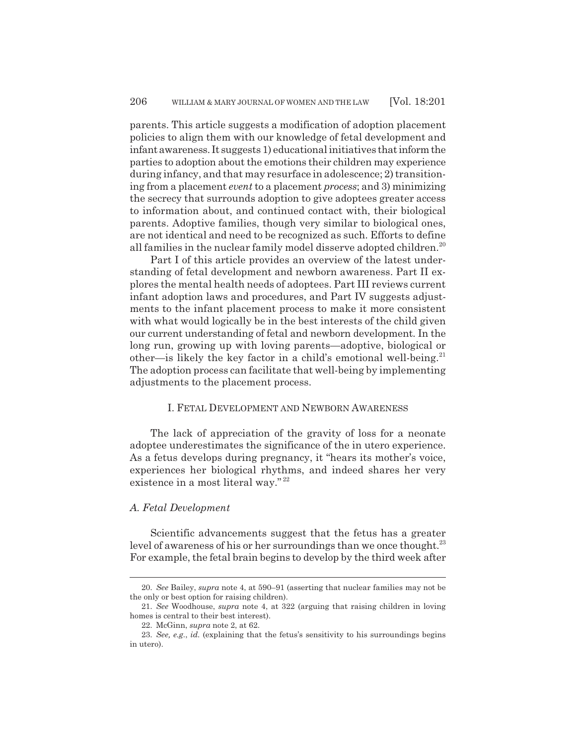parents. This article suggests a modification of adoption placement policies to align them with our knowledge of fetal development and infant awareness. It suggests 1) educational initiatives that inform the parties to adoption about the emotions their children may experience during infancy, and that may resurface in adolescence; 2) transitioning from a placement *event* to a placement *process*; and 3) minimizing the secrecy that surrounds adoption to give adoptees greater access to information about, and continued contact with, their biological parents. Adoptive families, though very similar to biological ones, are not identical and need to be recognized as such. Efforts to define all families in the nuclear family model disserve adopted children.[20]

Part I of this article provides an overview of the latest understanding of fetal development and newborn awareness. Part II explores the mental health needs of adoptees. Part III reviews current infant adoption laws and procedures, and Part IV suggests adjustments to the infant placement process to make it more consistent with what would logically be in the best interests of the child given our current understanding of fetal and newborn development. In the long run, growing up with loving parents—adoptive, biological or other—is likely the key factor in a child's emotional well-being.[21] The adoption process can facilitate that well-being by implementing adjustments to the placement process.

## I. FETAL DEVELOPMENT AND NEWBORN AWARENESS

The lack of appreciation of the gravity of loss for a neonate adoptee underestimates the significance of the in utero experience. As a fetus develops during pregnancy, it "hears its mother's voice, experiences her biological rhythms, and indeed shares her very existence in a most literal way."[22]

### *A. Fetal Development*

Scientific advancements suggest that the fetus has a greater level of awareness of his or her surroundings than we once thought.[23] For example, the fetal brain begins to develop by the third week after

---

20. *See* Bailey, *supra* note 4, at 590–91 (asserting that nuclear families may not be the only or best option for raising children).

21. *See* Woodhouse, *supra* note 4, at 322 (arguing that raising children in loving homes is central to their best interest).

22. McGinn, *supra* note 2, at 62.

23. *See, e.g.*, *id.* (explaining that the fetus's sensitivity to his surroundings begins in utero).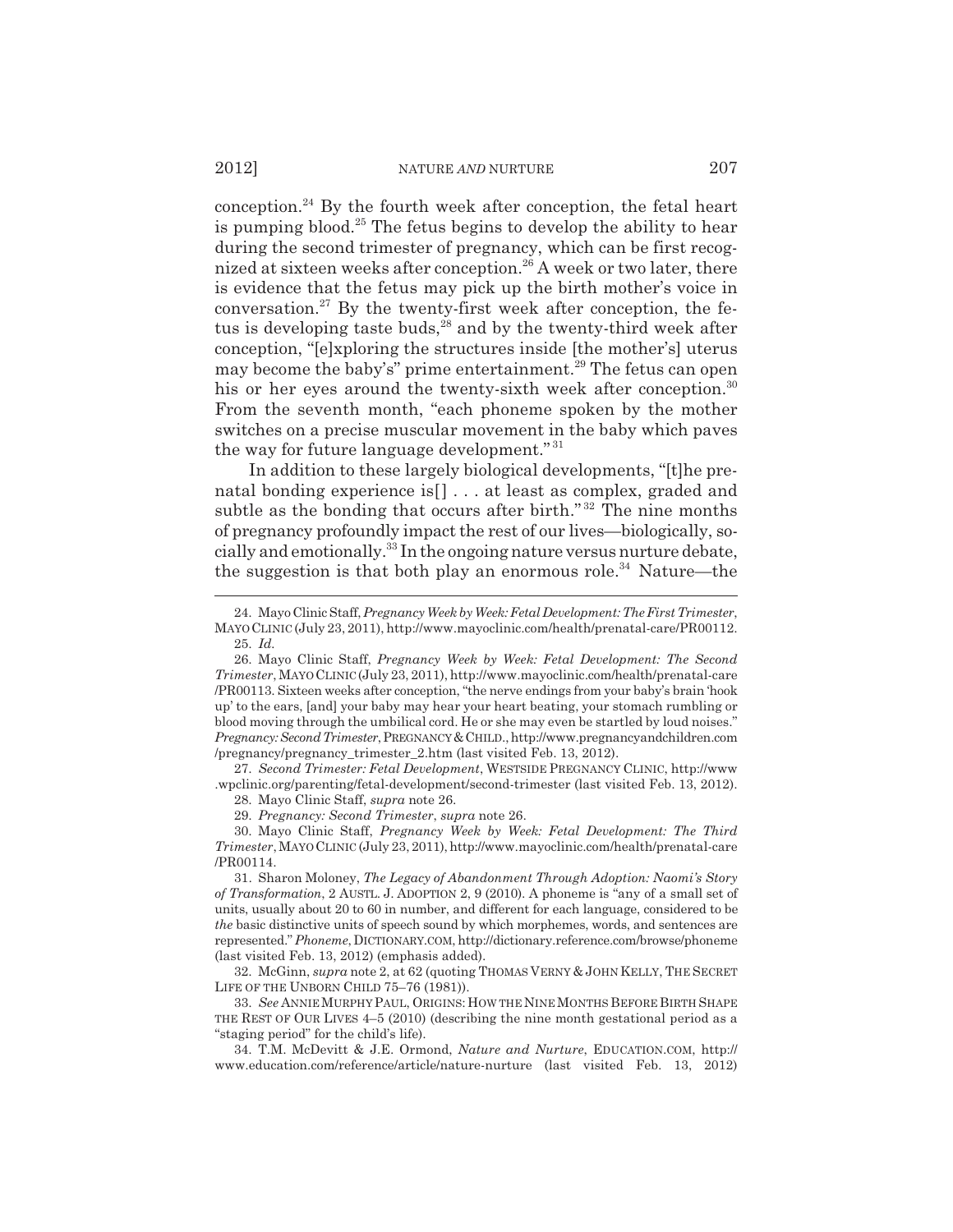conception.[24] By the fourth week after conception, the fetal heart is pumping blood.[25] The fetus begins to develop the ability to hear during the second trimester of pregnancy, which can be first recognized at sixteen weeks after conception.[26] A week or two later, there is evidence that the fetus may pick up the birth mother's voice in conversation.[27] By the twenty-first week after conception, the fetus is developing taste buds,[28] and by the twenty-third week after conception, "[e]xploring the structures inside [the mother's] uterus may become the baby's" prime entertainment.[29] The fetus can open his or her eyes around the twenty-sixth week after conception.[30] From the seventh month, "each phoneme spoken by the mother switches on a precise muscular movement in the baby which paves the way for future language development."[31]

In addition to these largely biological developments, "[t]he prenatal bonding experience is[] . . . at least as complex, graded and subtle as the bonding that occurs after birth."[32] The nine months of pregnancy profoundly impact the rest of our lives—biologically, socially and emotionally.[33] In the ongoing nature versus nurture debate, the suggestion is that both play an enormous role.[34] Nature—the

---

24. Mayo Clinic Staff, *Pregnancy Week by Week: Fetal Development: The First Trimester*, MAYO CLINIC (July 23, 2011), http://www.mayoclinic.com/health/prenatal-care/PR00112.

25. *Id.*

26. Mayo Clinic Staff, *Pregnancy Week by Week: Fetal Development: The Second Trimester*, MAYO CLINIC (July 23, 2011), http://www.mayoclinic.com/health/prenatal-care/PR00113. Sixteen weeks after conception, "the nerve endings from your baby's brain 'hook up' to the ears, [and] your baby may hear your heart beating, your stomach rumbling or blood moving through the umbilical cord. He or she may even be startled by loud noises." *Pregnancy: Second Trimester*, PREGNANCY & CHILD., http://www.pregnancyandchildren.com/pregnancy/pregnancy_trimester_2.htm (last visited Feb. 13, 2012).

27. *Second Trimester: Fetal Development*, WESTSIDE PREGNANCY CLINIC, http://www.wpclinic.org/parenting/fetal-development/second-trimester (last visited Feb. 13, 2012).

28. Mayo Clinic Staff, *supra* note 26.

29. *Pregnancy: Second Trimester*, *supra* note 26.

30. Mayo Clinic Staff, *Pregnancy Week by Week: Fetal Development: The Third Trimester*, MAYO CLINIC (July 23, 2011), http://www.mayoclinic.com/health/prenatal-care/PR00114.

31. Sharon Moloney, *The Legacy of Abandonment Through Adoption: Naomi's Story of Transformation*, 2 AUSTL. J. ADOPTION 2, 9 (2010). A phoneme is "any of a small set of units, usually about 20 to 60 in number, and different for each language, considered to be *the* basic distinctive units of speech sound by which morphemes, words, and sentences are represented." *Phoneme*, DICTIONARY.COM, http://dictionary.reference.com/browse/phoneme (last visited Feb. 13, 2012) (emphasis added).

32. McGinn, *supra* note 2, at 62 (quoting THOMAS VERNY & JOHN KELLY, THE SECRET LIFE OF THE UNBORN CHILD 75–76 (1981)).

33. *See* ANNIE MURPHY PAUL, ORIGINS: HOW THE NINE MONTHS BEFORE BIRTH SHAPE THE REST OF OUR LIVES 4–5 (2010) (describing the nine month gestational period as a "staging period" for the child's life).

34. T.M. McDevitt & J.E. Ormond, *Nature and Nurture*, EDUCATION.COM, http://www.education.com/reference/article/nature-nurture (last visited Feb. 13, 2012)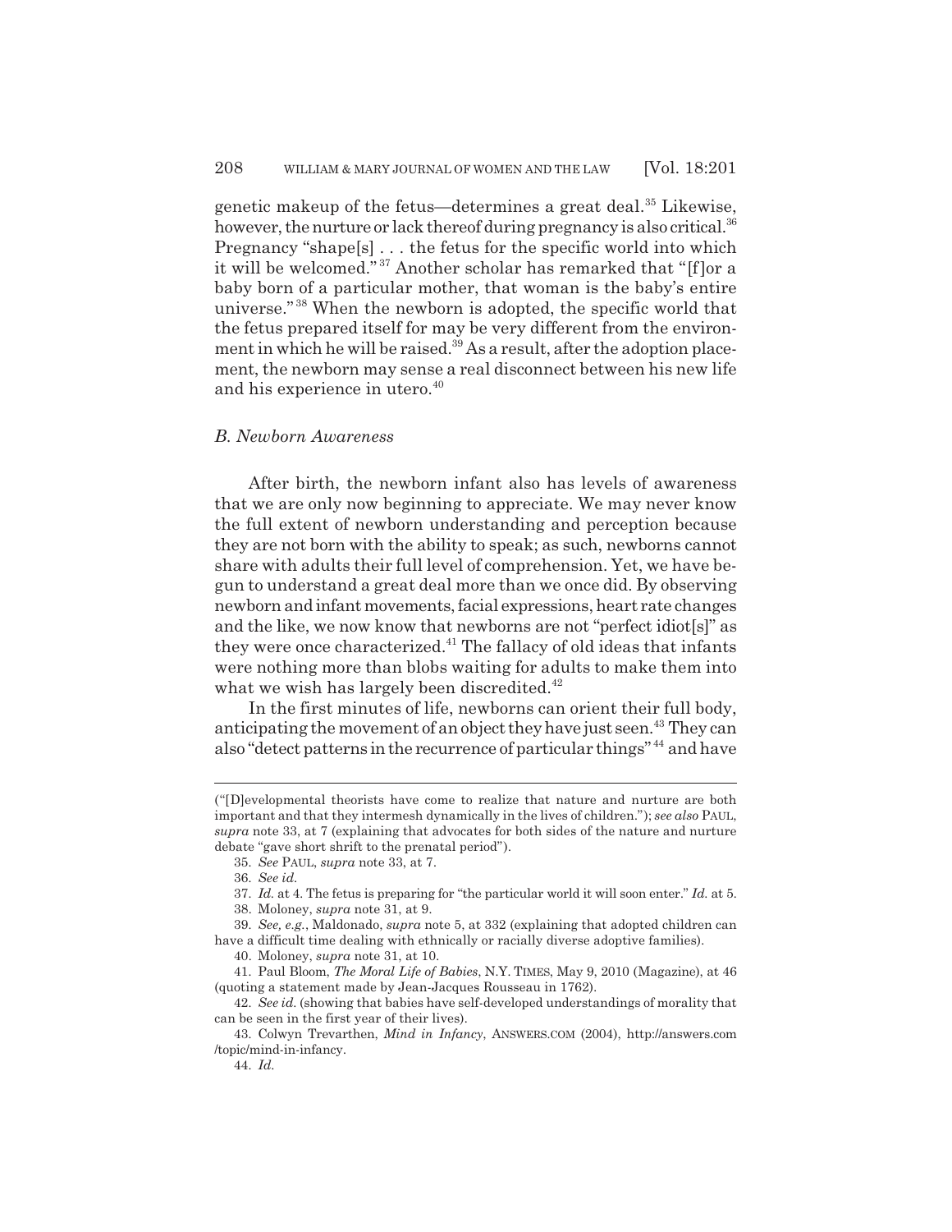genetic makeup of the fetus—determines a great deal.[35] Likewise, however, the nurture or lack thereof during pregnancy is also critical.[36] Pregnancy "shape[s] . . . the fetus for the specific world into which it will be welcomed."[37] Another scholar has remarked that "[f]or a baby born of a particular mother, that woman is the baby's entire universe."[38] When the newborn is adopted, the specific world that the fetus prepared itself for may be very different from the environment in which he will be raised.[39] As a result, after the adoption placement, the newborn may sense a real disconnect between his new life and his experience in utero.[40]

### *B. Newborn Awareness*

After birth, the newborn infant also has levels of awareness that we are only now beginning to appreciate. We may never know the full extent of newborn understanding and perception because they are not born with the ability to speak; as such, newborns cannot share with adults their full level of comprehension. Yet, we have begun to understand a great deal more than we once did. By observing newborn and infant movements, facial expressions, heart rate changes and the like, we now know that newborns are not "perfect idiot[s]" as they were once characterized.[41] The fallacy of old ideas that infants were nothing more than blobs waiting for adults to make them into what we wish has largely been discredited.[42]

In the first minutes of life, newborns can orient their full body, anticipating the movement of an object they have just seen.[43] They can also "detect patterns in the recurrence of particular things"[44] and have

---

("[D]evelopmental theorists have come to realize that nature and nurture are both important and that they intermesh dynamically in the lives of children."); *see also* PAUL, *supra* note 33, at 7 (explaining that advocates for both sides of the nature and nurture debate "gave short shrift to the prenatal period").

35. *See* PAUL, *supra* note 33, at 7.

36. *See id.*

37. *Id.* at 4. The fetus is preparing for "the particular world it will soon enter." *Id.* at 5.

38. Moloney, *supra* note 31, at 9.

39. *See, e.g.*, Maldonado, *supra* note 5, at 332 (explaining that adopted children can have a difficult time dealing with ethnically or racially diverse adoptive families).

40. Moloney, *supra* note 31, at 10.

41. Paul Bloom, *The Moral Life of Babies*, N.Y. TIMES, May 9, 2010 (Magazine), at 46 (quoting a statement made by Jean-Jacques Rousseau in 1762).

42. *See id.* (showing that babies have self-developed understandings of morality that can be seen in the first year of their lives).

43. Colwyn Trevarthen, *Mind in Infancy*, ANSWERS.COM (2004), http://answers.com/topic/mind-in-infancy.

44. *Id.*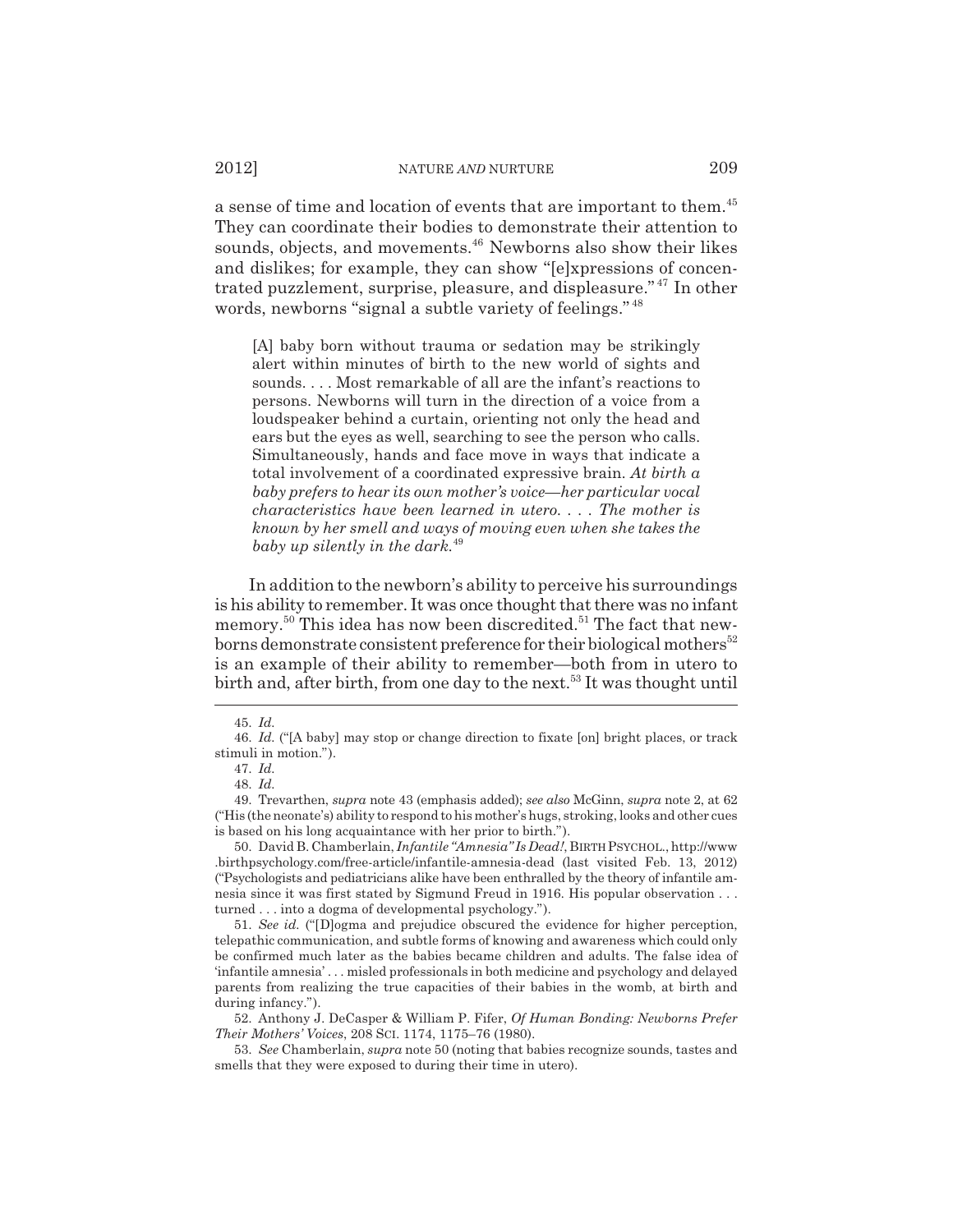a sense of time and location of events that are important to them.[45] They can coordinate their bodies to demonstrate their attention to sounds, objects, and movements.[46] Newborns also show their likes and dislikes; for example, they can show "[e]xpressions of concentrated puzzlement, surprise, pleasure, and displeasure."[47] In other words, newborns "signal a subtle variety of feelings."[48]

> [A] baby born without trauma or sedation may be strikingly alert within minutes of birth to the new world of sights and sounds. . . . Most remarkable of all are the infant's reactions to persons. Newborns will turn in the direction of a voice from a loudspeaker behind a curtain, orienting not only the head and ears but the eyes as well, searching to see the person who calls. Simultaneously, hands and face move in ways that indicate a total involvement of a coordinated expressive brain. *At birth a baby prefers to hear its own mother's voice—her particular vocal characteristics have been learned in utero. . . . The mother is known by her smell and ways of moving even when she takes the baby up silently in the dark.*[49]

In addition to the newborn's ability to perceive his surroundings is his ability to remember. It was once thought that there was no infant memory.[50] This idea has now been discredited.[51] The fact that newborns demonstrate consistent preference for their biological mothers[52] is an example of their ability to remember—both from in utero to birth and, after birth, from one day to the next.[53] It was thought until

---

45. *Id.*

46. *Id.* ("[A baby] may stop or change direction to fixate [on] bright places, or track stimuli in motion.").

47. *Id.*

48. *Id.*

49. Trevarthen, *supra* note 43 (emphasis added); *see also* McGinn, *supra* note 2, at 62 ("His (the neonate's) ability to respond to his mother's hugs, stroking, looks and other cues is based on his long acquaintance with her prior to birth.").

50. David B. Chamberlain, *Infantile "Amnesia" Is Dead!*, BIRTH PSYCHOL., http://www.birthpsychology.com/free-article/infantile-amnesia-dead (last visited Feb. 13, 2012) ("Psychologists and pediatricians alike have been enthralled by the theory of infantile amnesia since it was first stated by Sigmund Freud in 1916. His popular observation . . . turned . . . into a dogma of developmental psychology.").

51. *See id.* ("[D]ogma and prejudice obscured the evidence for higher perception, telepathic communication, and subtle forms of knowing and awareness which could only be confirmed much later as the babies became children and adults. The false idea of 'infantile amnesia' . . . misled professionals in both medicine and psychology and delayed parents from realizing the true capacities of their babies in the womb, at birth and during infancy.").

52. Anthony J. DeCasper & William P. Fifer, *Of Human Bonding: Newborns Prefer Their Mothers' Voices*, 208 SCI. 1174, 1175–76 (1980).

53. *See* Chamberlain, *supra* note 50 (noting that babies recognize sounds, tastes and smells that they were exposed to during their time in utero).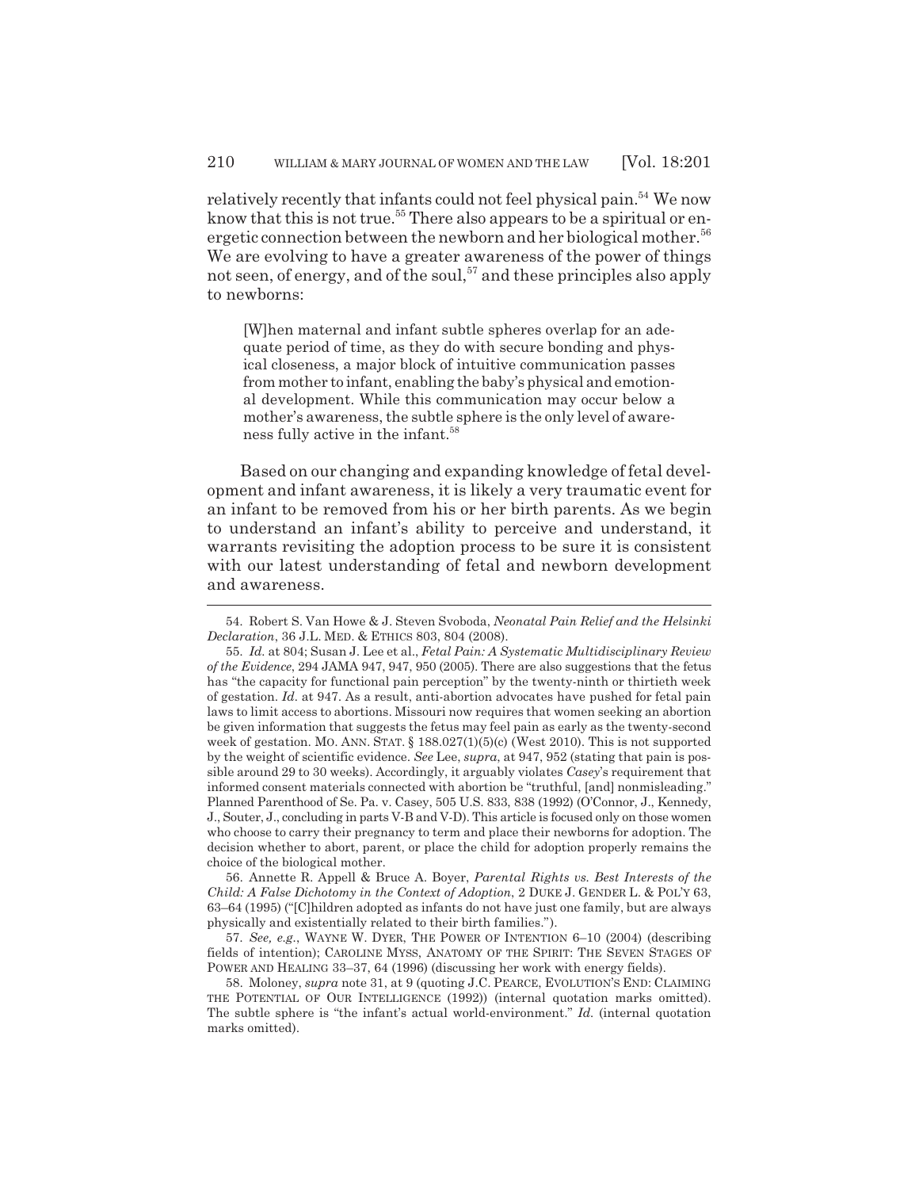relatively recently that infants could not feel physical pain.[54] We now know that this is not true.[55] There also appears to be a spiritual or energetic connection between the newborn and her biological mother.[56] We are evolving to have a greater awareness of the power of things not seen, of energy, and of the soul,[57] and these principles also apply to newborns:

> [W]hen maternal and infant subtle spheres overlap for an adequate period of time, as they do with secure bonding and physical closeness, a major block of intuitive communication passes from mother to infant, enabling the baby's physical and emotional development. While this communication may occur below a mother's awareness, the subtle sphere is the only level of awareness fully active in the infant.[58]

Based on our changing and expanding knowledge of fetal development and infant awareness, it is likely a very traumatic event for an infant to be removed from his or her birth parents. As we begin to understand an infant's ability to perceive and understand, it warrants revisiting the adoption process to be sure it is consistent with our latest understanding of fetal and newborn development and awareness.

---

54. Robert S. Van Howe & J. Steven Svoboda, *Neonatal Pain Relief and the Helsinki Declaration*, 36 J.L. MED. & ETHICS 803, 804 (2008).

55. *Id.* at 804; Susan J. Lee et al., *Fetal Pain: A Systematic Multidisciplinary Review of the Evidence*, 294 JAMA 947, 947, 950 (2005). There are also suggestions that the fetus has "the capacity for functional pain perception" by the twenty-ninth or thirtieth week of gestation. *Id.* at 947. As a result, anti-abortion advocates have pushed for fetal pain laws to limit access to abortions. Missouri now requires that women seeking an abortion be given information that suggests the fetus may feel pain as early as the twenty-second week of gestation. MO. ANN. STAT. § 188.027(1)(5)(c) (West 2010). This is not supported by the weight of scientific evidence. *See* Lee, *supra*, at 947, 952 (stating that pain is possible around 29 to 30 weeks). Accordingly, it arguably violates *Casey*'s requirement that informed consent materials connected with abortion be "truthful, [and] nonmisleading." Planned Parenthood of Se. Pa. v. Casey, 505 U.S. 833, 838 (1992) (O'Connor, J., Kennedy, J., Souter, J., concluding in parts V-B and V-D). This article is focused only on those women who choose to carry their pregnancy to term and place their newborns for adoption. The decision whether to abort, parent, or place the child for adoption properly remains the choice of the biological mother.

56. Annette R. Appell & Bruce A. Boyer, *Parental Rights vs. Best Interests of the Child: A False Dichotomy in the Context of Adoption*, 2 DUKE J. GENDER L. & POL'Y 63, 63–64 (1995) ("[C]hildren adopted as infants do not have just one family, but are always physically and existentially related to their birth families.").

57. *See, e.g.*, WAYNE W. DYER, THE POWER OF INTENTION 6–10 (2004) (describing fields of intention); CAROLINE MYSS, ANATOMY OF THE SPIRIT: THE SEVEN STAGES OF POWER AND HEALING 33–37, 64 (1996) (discussing her work with energy fields).

58. Moloney, *supra* note 31, at 9 (quoting J.C. PEARCE, EVOLUTION'S END: CLAIMING THE POTENTIAL OF OUR INTELLIGENCE (1992)) (internal quotation marks omitted). The subtle sphere is "the infant's actual world-environment." *Id.* (internal quotation marks omitted).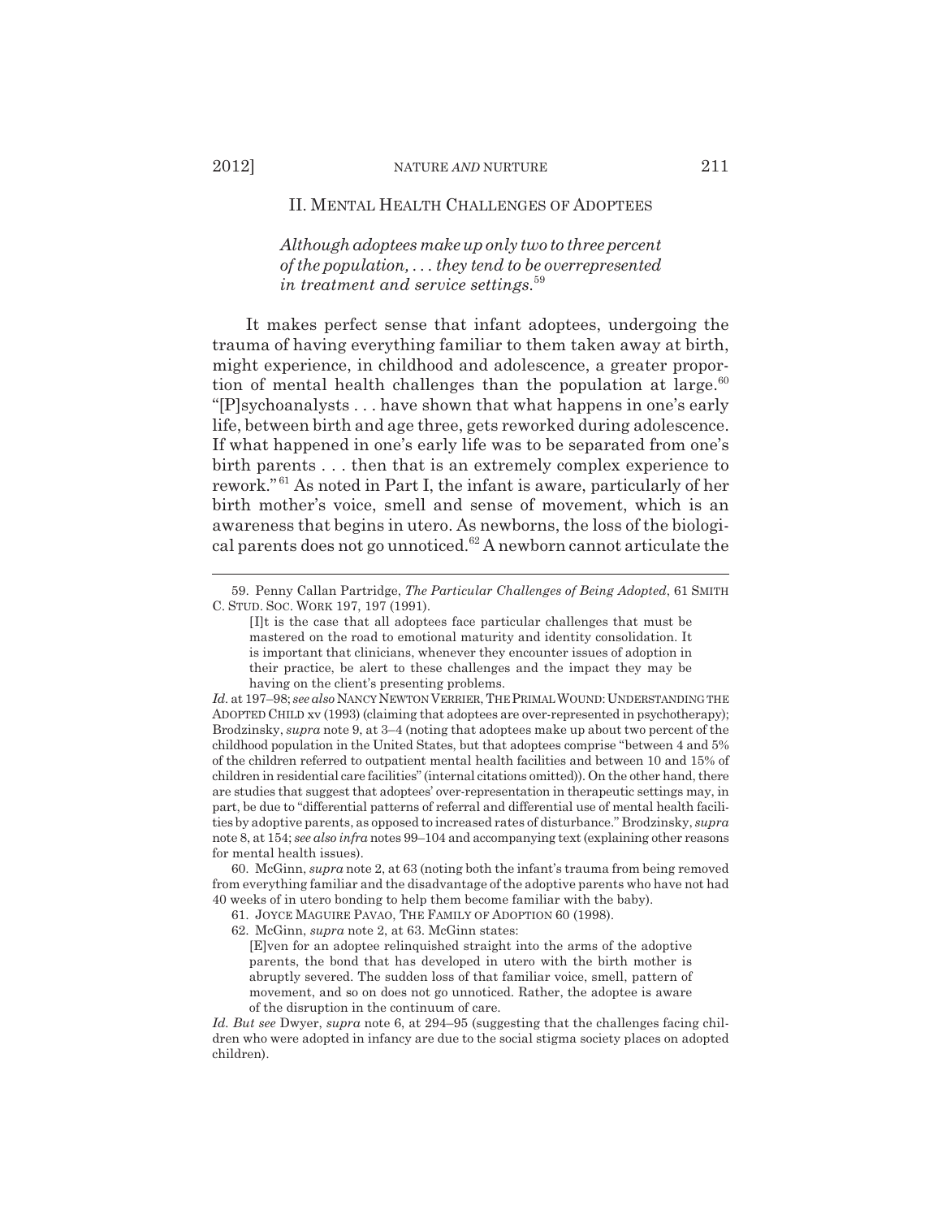## II. Mental Health Challenges of Adoptees

> *Although adoptees make up only two to three percent of the population, . . . they tend to be overrepresented in treatment and service settings.*[59]

It makes perfect sense that infant adoptees, undergoing the trauma of having everything familiar to them taken away at birth, might experience, in childhood and adolescence, a greater proportion of mental health challenges than the population at large.[60] "[P]sychoanalysts . . . have shown that what happens in one's early life, between birth and age three, gets reworked during adolescence. If what happened in one's early life was to be separated from one's birth parents . . . then that is an extremely complex experience to rework."[61] As noted in Part I, the infant is aware, particularly of her birth mother's voice, smell and sense of movement, which is an awareness that begins in utero. As newborns, the loss of the biological parents does not go unnoticed.[62] A newborn cannot articulate the

---

59. Penny Callan Partridge, *The Particular Challenges of Being Adopted*, 61 SMITH C. STUD. SOC. WORK 197, 197 (1991).

> [I]t is the case that all adoptees face particular challenges that must be mastered on the road to emotional maturity and identity consolidation. It is important that clinicians, whenever they encounter issues of adoption in their practice, be alert to these challenges and the impact they may be having on the client's presenting problems.

*Id.* at 197–98; *see also* NANCY NEWTON VERRIER, THE PRIMAL WOUND: UNDERSTANDING THE ADOPTED CHILD xv (1993) (claiming that adoptees are over-represented in psychotherapy); Brodzinsky, *supra* note 9, at 3–4 (noting that adoptees make up about two percent of the childhood population in the United States, but that adoptees comprise "between 4 and 5% of the children referred to outpatient mental health facilities and between 10 and 15% of children in residential care facilities" (internal citations omitted)). On the other hand, there are studies that suggest that adoptees' over-representation in therapeutic settings may, in part, be due to "differential patterns of referral and differential use of mental health facilities by adoptive parents, as opposed to increased rates of disturbance." Brodzinsky, *supra* note 8, at 154; *see also infra* notes 99–104 and accompanying text (explaining other reasons for mental health issues).

60. McGinn, *supra* note 2, at 63 (noting both the infant's trauma from being removed from everything familiar and the disadvantage of the adoptive parents who have not had 40 weeks of in utero bonding to help them become familiar with the baby).

61. JOYCE MAGUIRE PAVAO, THE FAMILY OF ADOPTION 60 (1998).

62. McGinn, *supra* note 2, at 63. McGinn states:

> [E]ven for an adoptee relinquished straight into the arms of the adoptive parents, the bond that has developed in utero with the birth mother is abruptly severed. The sudden loss of that familiar voice, smell, pattern of movement, and so on does not go unnoticed. Rather, the adoptee is aware of the disruption in the continuum of care.

*Id. But see* Dwyer, *supra* note 6, at 294–95 (suggesting that the challenges facing children who were adopted in infancy are due to the social stigma society places on adopted children).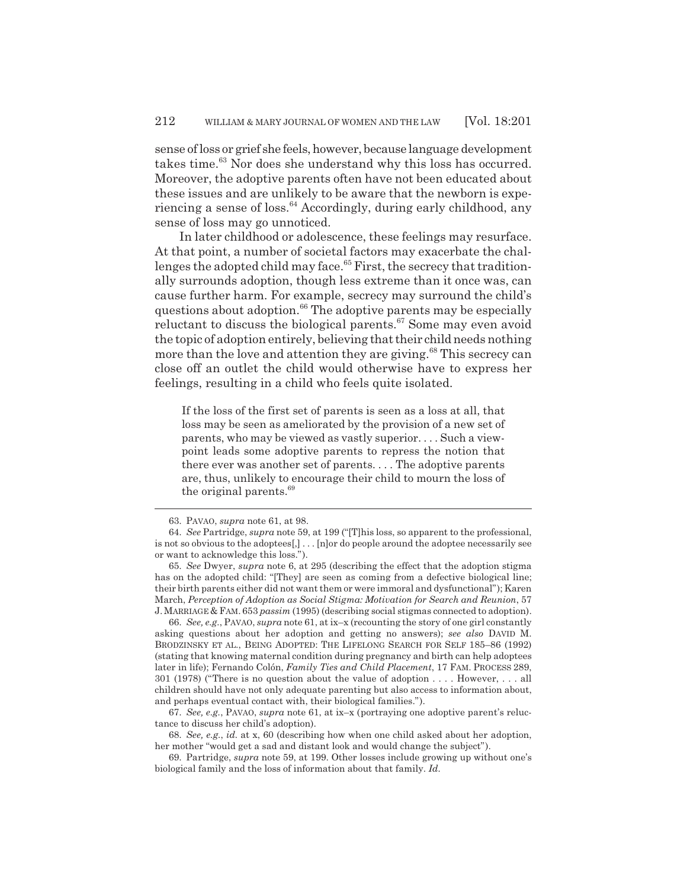sense of loss or grief she feels, however, because language development takes time.[63] Nor does she understand why this loss has occurred. Moreover, the adoptive parents often have not been educated about these issues and are unlikely to be aware that the newborn is experiencing a sense of loss.[64] Accordingly, during early childhood, any sense of loss may go unnoticed.

In later childhood or adolescence, these feelings may resurface. At that point, a number of societal factors may exacerbate the challenges the adopted child may face.[65] First, the secrecy that traditionally surrounds adoption, though less extreme than it once was, can cause further harm. For example, secrecy may surround the child's questions about adoption.[66] The adoptive parents may be especially reluctant to discuss the biological parents.[67] Some may even avoid the topic of adoption entirely, believing that their child needs nothing more than the love and attention they are giving.[68] This secrecy can close off an outlet the child would otherwise have to express her feelings, resulting in a child who feels quite isolated.

> If the loss of the first set of parents is seen as a loss at all, that loss may be seen as ameliorated by the provision of a new set of parents, who may be viewed as vastly superior. . . . Such a viewpoint leads some adoptive parents to repress the notion that there ever was another set of parents. . . . The adoptive parents are, thus, unlikely to encourage their child to mourn the loss of the original parents.[69]

---

63. PAVAO, *supra* note 61, at 98.

64. *See* Partridge, *supra* note 59, at 199 ("[T]his loss, so apparent to the professional, is not so obvious to the adoptees[,] . . . [n]or do people around the adoptee necessarily see or want to acknowledge this loss.").

65. *See* Dwyer, *supra* note 6, at 295 (describing the effect that the adoption stigma has on the adopted child: "[They] are seen as coming from a defective biological line; their birth parents either did not want them or were immoral and dysfunctional"); Karen March, *Perception of Adoption as Social Stigma: Motivation for Search and Reunion*, 57 J. MARRIAGE & FAM. 653 *passim* (1995) (describing social stigmas connected to adoption).

66. *See, e.g.*, PAVAO, *supra* note 61, at ix–x (recounting the story of one girl constantly asking questions about her adoption and getting no answers); *see also* DAVID M. BRODZINSKY ET AL., BEING ADOPTED: THE LIFELONG SEARCH FOR SELF 185–86 (1992) (stating that knowing maternal condition during pregnancy and birth can help adoptees later in life); Fernando Colón, *Family Ties and Child Placement*, 17 FAM. PROCESS 289, 301 (1978) ("There is no question about the value of adoption . . . . However, . . . all children should have not only adequate parenting but also access to information about, and perhaps eventual contact with, their biological families.").

67. *See, e.g.*, PAVAO, *supra* note 61, at ix–x (portraying one adoptive parent's reluctance to discuss her child's adoption).

68. *See, e.g.*, *id.* at x, 60 (describing how when one child asked about her adoption, her mother "would get a sad and distant look and would change the subject").

69. Partridge, *supra* note 59, at 199. Other losses include growing up without one's biological family and the loss of information about that family. *Id.*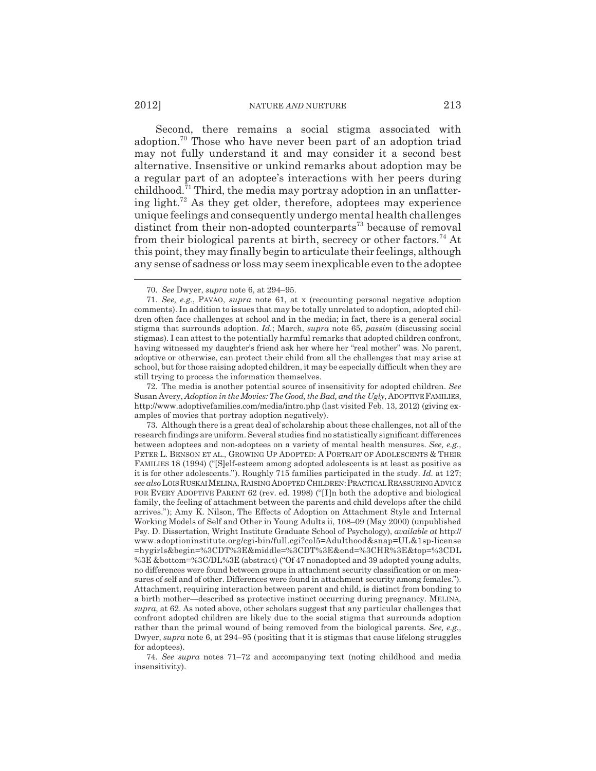Second, there remains a social stigma associated with adoption.[70] Those who have never been part of an adoption triad may not fully understand it and may consider it a second best alternative. Insensitive or unkind remarks about adoption may be a regular part of an adoptee's interactions with her peers during childhood.[71] Third, the media may portray adoption in an unflattering light.[72] As they get older, therefore, adoptees may experience unique feelings and consequently undergo mental health challenges distinct from their non-adopted counterparts[73] because of removal from their biological parents at birth, secrecy or other factors.[74] At this point, they may finally begin to articulate their feelings, although any sense of sadness or loss may seem inexplicable even to the adoptee

---

70. *See* Dwyer, *supra* note 6, at 294–95.

71. *See, e.g.*, PAVAO, *supra* note 61, at x (recounting personal negative adoption comments). In addition to issues that may be totally unrelated to adoption, adopted children often face challenges at school and in the media; in fact, there is a general social stigma that surrounds adoption. *Id.*; March, *supra* note 65, *passim* (discussing social stigmas). I can attest to the potentially harmful remarks that adopted children confront, having witnessed my daughter's friend ask her where her "real mother" was. No parent, adoptive or otherwise, can protect their child from all the challenges that may arise at school, but for those raising adopted children, it may be especially difficult when they are still trying to process the information themselves.

72. The media is another potential source of insensitivity for adopted children. *See* Susan Avery, *Adoption in the Movies: The Good, the Bad, and the Ugly*, ADOPTIVE FAMILIES, http://www.adoptivefamilies.com/media/intro.php (last visited Feb. 13, 2012) (giving examples of movies that portray adoption negatively).

73. Although there is a great deal of scholarship about these challenges, not all of the research findings are uniform. Several studies find no statistically significant differences between adoptees and non-adoptees on a variety of mental health measures. *See, e.g.*, PETER L. BENSON ET AL., GROWING UP ADOPTED: A PORTRAIT OF ADOLESCENTS & THEIR FAMILIES 18 (1994) ("[S]elf-esteem among adopted adolescents is at least as positive as it is for other adolescents."). Roughly 715 families participated in the study. *Id.* at 127; *see also* LOIS RUSKAI MELINA, RAISING ADOPTED CHILDREN: PRACTICAL REASSURING ADVICE FOR EVERY ADOPTIVE PARENT 62 (rev. ed. 1998) ("[I]n both the adoptive and biological family, the feeling of attachment between the parents and child develops after the child arrives."); Amy K. Nilson, The Effects of Adoption on Attachment Style and Internal Working Models of Self and Other in Young Adults ii, 108–09 (May 2000) (unpublished Psy. D. Dissertation, Wright Institute Graduate School of Psychology), *available at* http://www.adoptioninstitute.org/cgi-bin/full.cgi?col5=Adulthood&snap=UL&1sp-license=hygirls&begin=%3CDT%3E&middle=%3CDT%3E&end=%3CHR%3E&top=%3CDL%3E &bottom=%3C/DL%3E (abstract) ("Of 47 nonadopted and 39 adopted young adults, no differences were found between groups in attachment security classification or on measures of self and of other. Differences were found in attachment security among females."). Attachment, requiring interaction between parent and child, is distinct from bonding to a birth mother—described as protective instinct occurring during pregnancy. MELINA, *supra*, at 62. As noted above, other scholars suggest that any particular challenges that confront adopted children are likely due to the social stigma that surrounds adoption rather than the primal wound of being removed from the biological parents. *See, e.g.*, Dwyer, *supra* note 6, at 294–95 (positing that it is stigmas that cause lifelong struggles for adoptees).

74. *See supra* notes 71–72 and accompanying text (noting childhood and media insensitivity).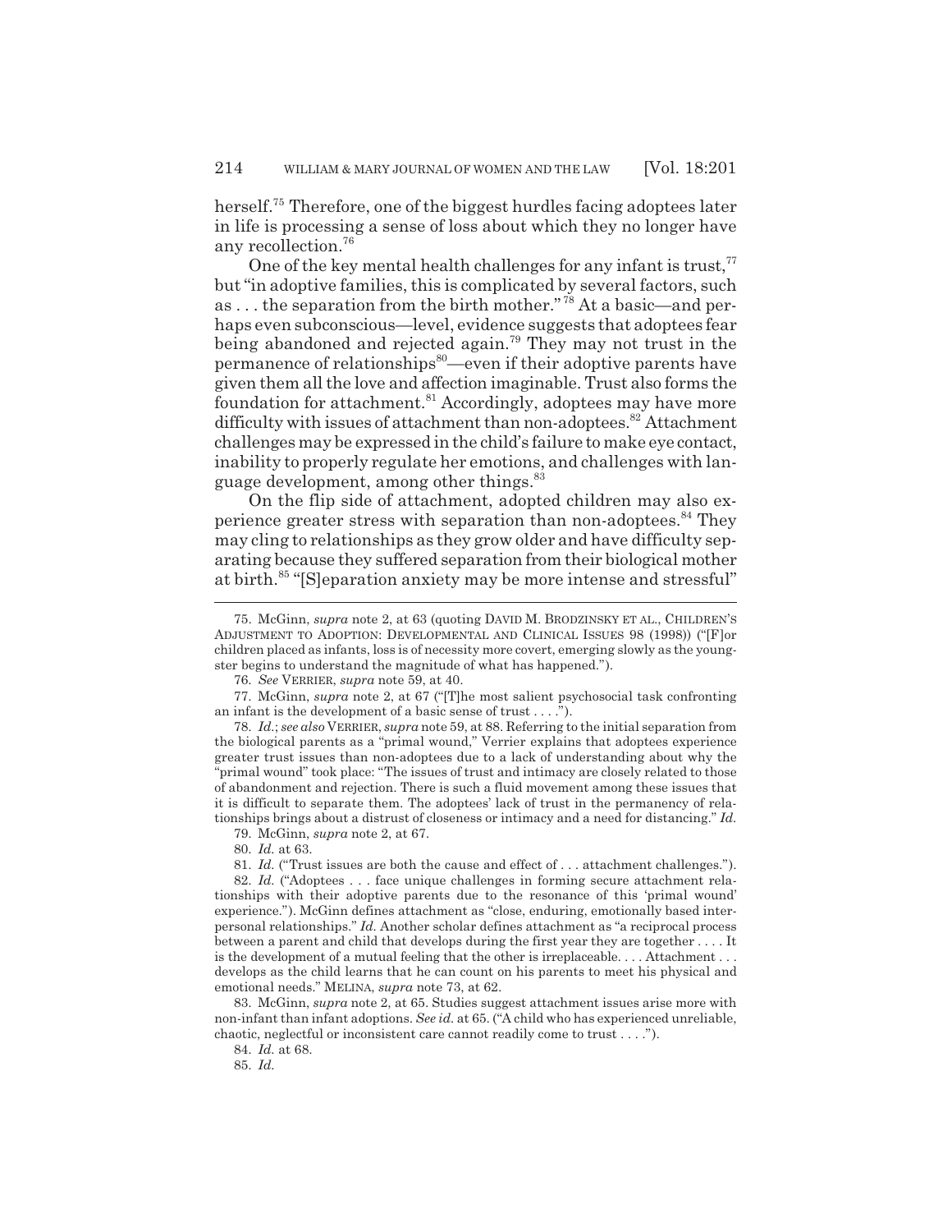herself.[75] Therefore, one of the biggest hurdles facing adoptees later in life is processing a sense of loss about which they no longer have any recollection.[76]

One of the key mental health challenges for any infant is trust,[77] but "in adoptive families, this is complicated by several factors, such as . . . the separation from the birth mother."[78] At a basic—and perhaps even subconscious—level, evidence suggests that adoptees fear being abandoned and rejected again.[79] They may not trust in the permanence of relationships[80]—even if their adoptive parents have given them all the love and affection imaginable. Trust also forms the foundation for attachment.[81] Accordingly, adoptees may have more difficulty with issues of attachment than non-adoptees.[82] Attachment challenges may be expressed in the child's failure to make eye contact, inability to properly regulate her emotions, and challenges with language development, among other things.[83]

On the flip side of attachment, adopted children may also experience greater stress with separation than non-adoptees.[84] They may cling to relationships as they grow older and have difficulty separating because they suffered separation from their biological mother at birth.[85] "[S]eparation anxiety may be more intense and stressful"

---

75. McGinn, *supra* note 2, at 63 (quoting DAVID M. BRODZINSKY ET AL., CHILDREN'S ADJUSTMENT TO ADOPTION: DEVELOPMENTAL AND CLINICAL ISSUES 98 (1998)) ("[F]or children placed as infants, loss is of necessity more covert, emerging slowly as the youngster begins to understand the magnitude of what has happened.").

76. *See* VERRIER, *supra* note 59, at 40.

77. McGinn, *supra* note 2, at 67 ("[T]he most salient psychosocial task confronting an infant is the development of a basic sense of trust . . . .").

78. *Id.*; *see also* VERRIER, *supra* note 59, at 88. Referring to the initial separation from the biological parents as a "primal wound," Verrier explains that adoptees experience greater trust issues than non-adoptees due to a lack of understanding about why the "primal wound" took place: "The issues of trust and intimacy are closely related to those of abandonment and rejection. There is such a fluid movement among these issues that it is difficult to separate them. The adoptees' lack of trust in the permanency of relationships brings about a distrust of closeness or intimacy and a need for distancing." *Id.*

79. McGinn, *supra* note 2, at 67.

80. *Id.* at 63.

81. *Id.* ("Trust issues are both the cause and effect of . . . attachment challenges.").

82. *Id.* ("Adoptees . . . face unique challenges in forming secure attachment relationships with their adoptive parents due to the resonance of this 'primal wound' experience."). McGinn defines attachment as "close, enduring, emotionally based interpersonal relationships." *Id.* Another scholar defines attachment as "a reciprocal process between a parent and child that develops during the first year they are together . . . . It is the development of a mutual feeling that the other is irreplaceable. . . . Attachment . . . develops as the child learns that he can count on his parents to meet his physical and emotional needs." MELINA, *supra* note 73, at 62.

83. McGinn, *supra* note 2, at 65. Studies suggest attachment issues arise more with non-infant than infant adoptions. *See id.* at 65. ("A child who has experienced unreliable, chaotic, neglectful or inconsistent care cannot readily come to trust . . . .").

84. *Id.* at 68.

85. *Id.*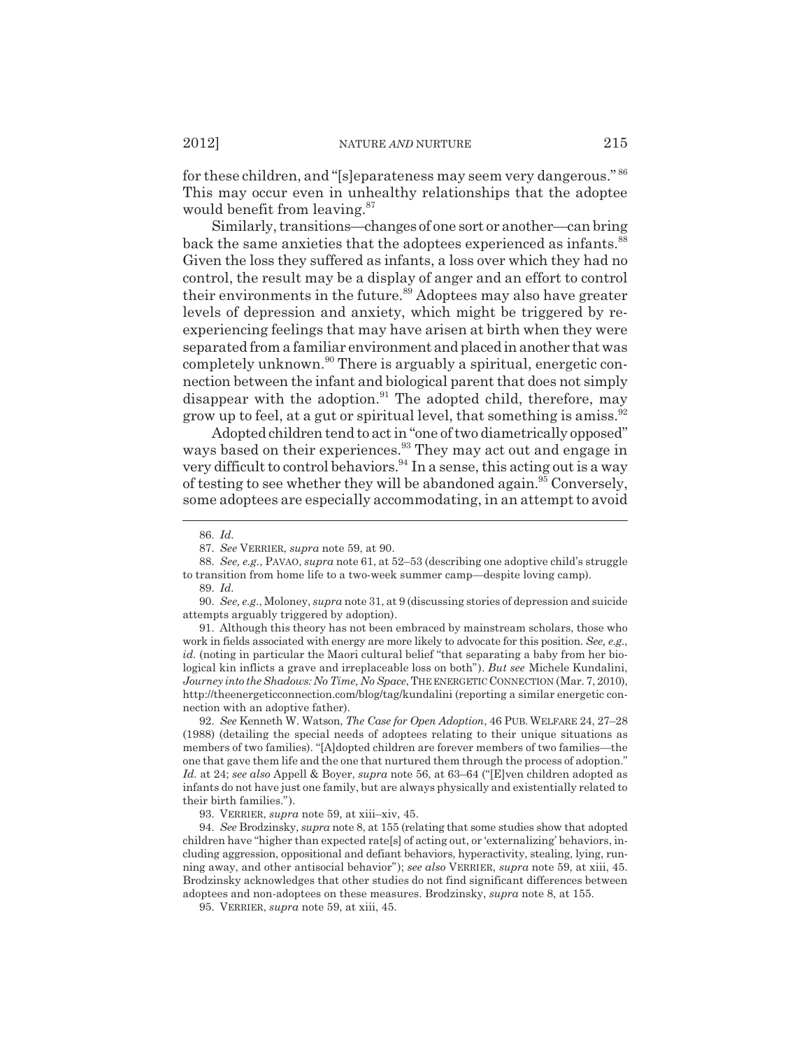for these children, and "[s]eparateness may seem very dangerous."[86] This may occur even in unhealthy relationships that the adoptee would benefit from leaving.[87]

Similarly, transitions—changes of one sort or another—can bring back the same anxieties that the adoptees experienced as infants.[88] Given the loss they suffered as infants, a loss over which they had no control, the result may be a display of anger and an effort to control their environments in the future.[89] Adoptees may also have greater levels of depression and anxiety, which might be triggered by re-experiencing feelings that may have arisen at birth when they were separated from a familiar environment and placed in another that was completely unknown.[90] There is arguably a spiritual, energetic connection between the infant and biological parent that does not simply disappear with the adoption.[91] The adopted child, therefore, may grow up to feel, at a gut or spiritual level, that something is amiss.[92]

Adopted children tend to act in "one of two diametrically opposed" ways based on their experiences.[93] They may act out and engage in very difficult to control behaviors.[94] In a sense, this acting out is a way of testing to see whether they will be abandoned again.[95] Conversely, some adoptees are especially accommodating, in an attempt to avoid

---

86. *Id.*

87. *See* VERRIER, *supra* note 59, at 90.

88. *See, e.g.*, PAVAO, *supra* note 61, at 52–53 (describing one adoptive child's struggle to transition from home life to a two-week summer camp—despite loving camp).

89. *Id.*

90. *See, e.g.*, Moloney, *supra* note 31, at 9 (discussing stories of depression and suicide attempts arguably triggered by adoption).

91. Although this theory has not been embraced by mainstream scholars, those who work in fields associated with energy are more likely to advocate for this position. *See, e.g.*, *id.* (noting in particular the Maori cultural belief "that separating a baby from her biological kin inflicts a grave and irreplaceable loss on both"). *But see* Michele Kundalini, *Journey into the Shadows: No Time, No Space*, THE ENERGETIC CONNECTION (Mar. 7, 2010), http://theenergeticconnection.com/blog/tag/kundalini (reporting a similar energetic connection with an adoptive father).

92. *See* Kenneth W. Watson, *The Case for Open Adoption*, 46 PUB. WELFARE 24, 27–28 (1988) (detailing the special needs of adoptees relating to their unique situations as members of two families). "[A]dopted children are forever members of two families—the one that gave them life and the one that nurtured them through the process of adoption." *Id.* at 24; *see also* Appell & Boyer, *supra* note 56, at 63–64 ("[E]ven children adopted as infants do not have just one family, but are always physically and existentially related to their birth families.").

93. VERRIER, *supra* note 59, at xiii–xiv, 45.

94. *See* Brodzinsky, *supra* note 8, at 155 (relating that some studies show that adopted children have "higher than expected rate[s] of acting out, or 'externalizing' behaviors, including aggression, oppositional and defiant behaviors, hyperactivity, stealing, lying, running away, and other antisocial behavior"); *see also* VERRIER, *supra* note 59, at xiii, 45. Brodzinsky acknowledges that other studies do not find significant differences between adoptees and non-adoptees on these measures. Brodzinsky, *supra* note 8, at 155.

95. VERRIER, *supra* note 59, at xiii, 45.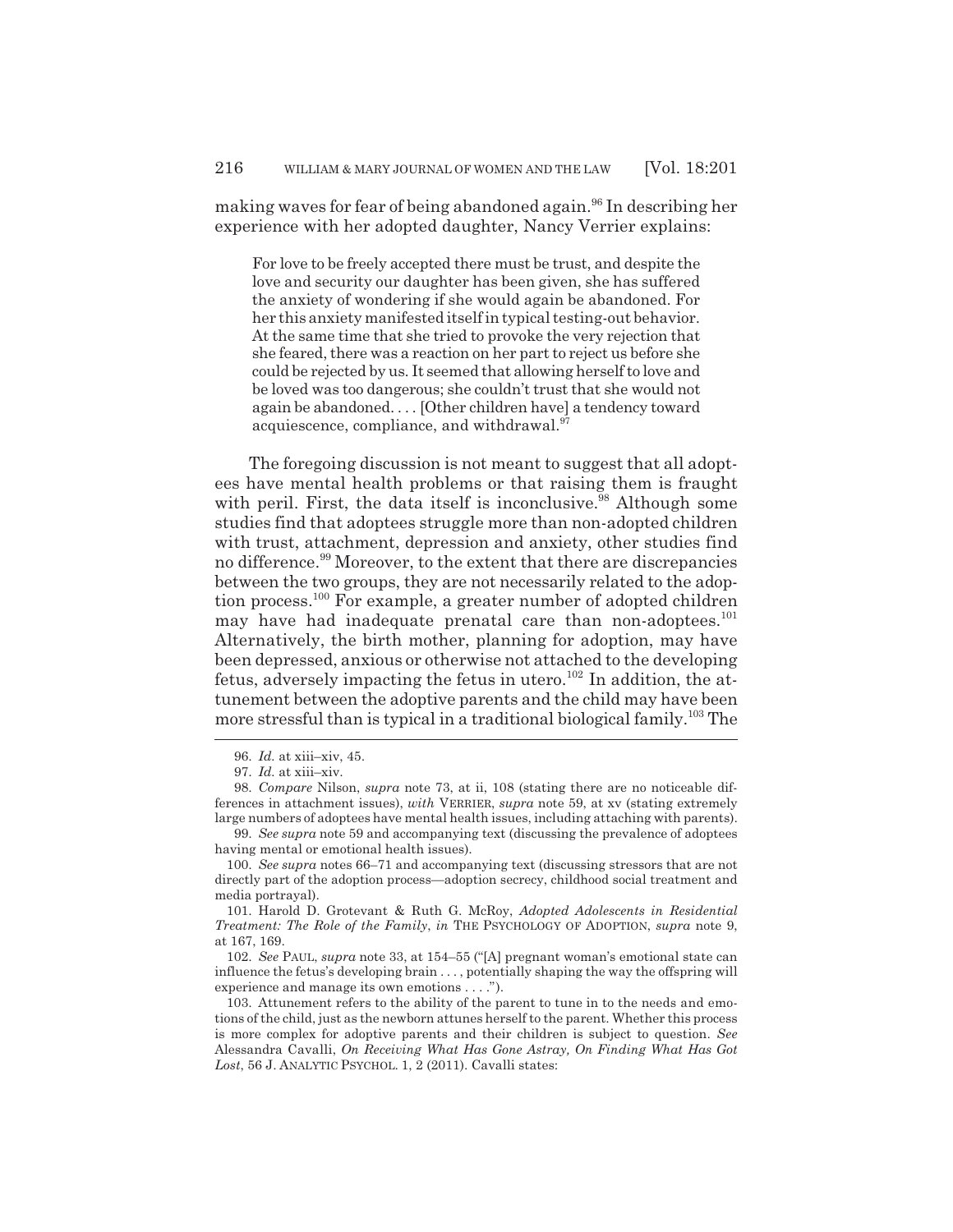making waves for fear of being abandoned again.[96] In describing her experience with her adopted daughter, Nancy Verrier explains:

> For love to be freely accepted there must be trust, and despite the love and security our daughter has been given, she has suffered the anxiety of wondering if she would again be abandoned. For her this anxiety manifested itself in typical testing-out behavior. At the same time that she tried to provoke the very rejection that she feared, there was a reaction on her part to reject us before she could be rejected by us. It seemed that allowing herself to love and be loved was too dangerous; she couldn't trust that she would not again be abandoned. . . . [Other children have] a tendency toward acquiescence, compliance, and withdrawal.[97]

The foregoing discussion is not meant to suggest that all adoptees have mental health problems or that raising them is fraught with peril. First, the data itself is inconclusive.[98] Although some studies find that adoptees struggle more than non-adopted children with trust, attachment, depression and anxiety, other studies find no difference.[99] Moreover, to the extent that there are discrepancies between the two groups, they are not necessarily related to the adoption process.[100] For example, a greater number of adopted children may have had inadequate prenatal care than non-adoptees.[101] Alternatively, the birth mother, planning for adoption, may have been depressed, anxious or otherwise not attached to the developing fetus, adversely impacting the fetus in utero.[102] In addition, the attunement between the adoptive parents and the child may have been more stressful than is typical in a traditional biological family.[103] The

---

96. *Id.* at xiii–xiv, 45.

97. *Id.* at xiii–xiv.

98. *Compare* Nilson, *supra* note 73, at ii, 108 (stating there are no noticeable differences in attachment issues), *with* VERRIER, *supra* note 59, at xv (stating extremely large numbers of adoptees have mental health issues, including attaching with parents).

99. *See supra* note 59 and accompanying text (discussing the prevalence of adoptees having mental or emotional health issues).

100. *See supra* notes 66–71 and accompanying text (discussing stressors that are not directly part of the adoption process—adoption secrecy, childhood social treatment and media portrayal).

101. Harold D. Grotevant & Ruth G. McRoy, *Adopted Adolescents in Residential Treatment: The Role of the Family*, *in* THE PSYCHOLOGY OF ADOPTION, *supra* note 9, at 167, 169.

102. *See* PAUL, *supra* note 33, at 154–55 ("[A] pregnant woman's emotional state can influence the fetus's developing brain . . . , potentially shaping the way the offspring will experience and manage its own emotions . . . .").

103. Attunement refers to the ability of the parent to tune in to the needs and emotions of the child, just as the newborn attunes herself to the parent. Whether this process is more complex for adoptive parents and their children is subject to question. *See* Alessandra Cavalli, *On Receiving What Has Gone Astray, On Finding What Has Got Lost*, 56 J. ANALYTIC PSYCHOL. 1, 2 (2011). Cavalli states: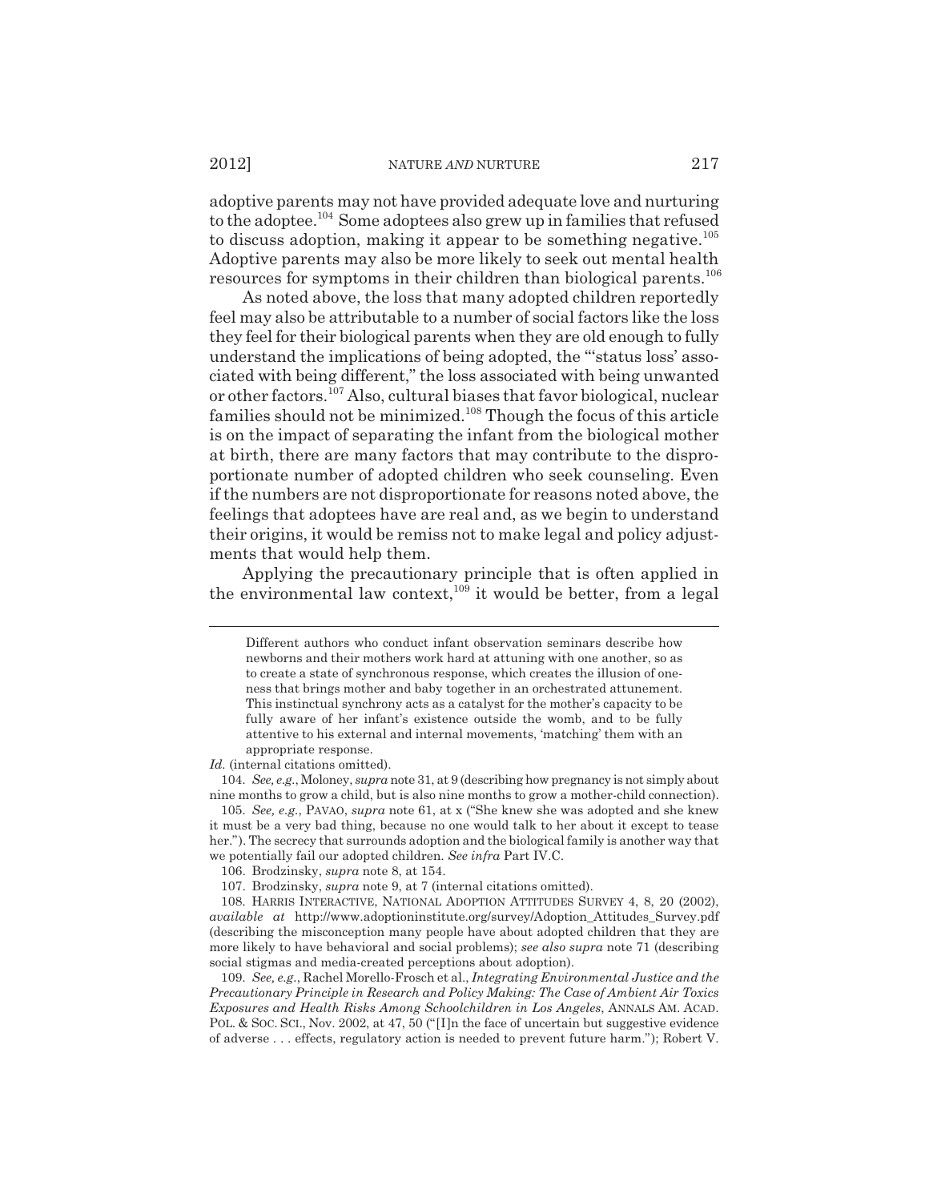adoptive parents may not have provided adequate love and nurturing to the adoptee.[104] Some adoptees also grew up in families that refused to discuss adoption, making it appear to be something negative.[105] Adoptive parents may also be more likely to seek out mental health resources for symptoms in their children than biological parents.[106]

As noted above, the loss that many adopted children reportedly feel may also be attributable to a number of social factors like the loss they feel for their biological parents when they are old enough to fully understand the implications of being adopted, the "'status loss' associated with being different," the loss associated with being unwanted or other factors.[107] Also, cultural biases that favor biological, nuclear families should not be minimized.[108] Though the focus of this article is on the impact of separating the infant from the biological mother at birth, there are many factors that may contribute to the disproportionate number of adopted children who seek counseling. Even if the numbers are not disproportionate for reasons noted above, the feelings that adoptees have are real and, as we begin to understand their origins, it would be remiss not to make legal and policy adjustments that would help them.

Applying the precautionary principle that is often applied in the environmental law context,[109] it would be better, from a legal

---

> Different authors who conduct infant observation seminars describe how newborns and their mothers work hard at attuning with one another, so as to create a state of synchronous response, which creates the illusion of oneness that brings mother and baby together in an orchestrated attunement. This instinctual synchrony acts as a catalyst for the mother's capacity to be fully aware of her infant's existence outside the womb, and to be fully attentive to his external and internal movements, 'matching' them with an appropriate response.

*Id.* (internal citations omitted).

104. *See, e.g.*, Moloney, *supra* note 31, at 9 (describing how pregnancy is not simply about nine months to grow a child, but is also nine months to grow a mother-child connection).

105. *See, e.g.*, PAVAO, *supra* note 61, at x ("She knew she was adopted and she knew it must be a very bad thing, because no one would talk to her about it except to tease her."). The secrecy that surrounds adoption and the biological family is another way that we potentially fail our adopted children. *See infra* Part IV.C.

106. Brodzinsky, *supra* note 8, at 154.

107. Brodzinsky, *supra* note 9, at 7 (internal citations omitted).

108. HARRIS INTERACTIVE, NATIONAL ADOPTION ATTITUDES SURVEY 4, 8, 20 (2002), *available at* http://www.adoptioninstitute.org/survey/Adoption_Attitudes_Survey.pdf (describing the misconception many people have about adopted children that they are more likely to have behavioral and social problems); *see also supra* note 71 (describing social stigmas and media-created perceptions about adoption).

109. *See, e.g.*, Rachel Morello-Frosch et al., *Integrating Environmental Justice and the Precautionary Principle in Research and Policy Making: The Case of Ambient Air Toxics Exposures and Health Risks Among Schoolchildren in Los Angeles*, ANNALS AM. ACAD. POL. & SOC. SCI., Nov. 2002, at 47, 50 ("[I]n the face of uncertain but suggestive evidence of adverse . . . effects, regulatory action is needed to prevent future harm."); Robert V.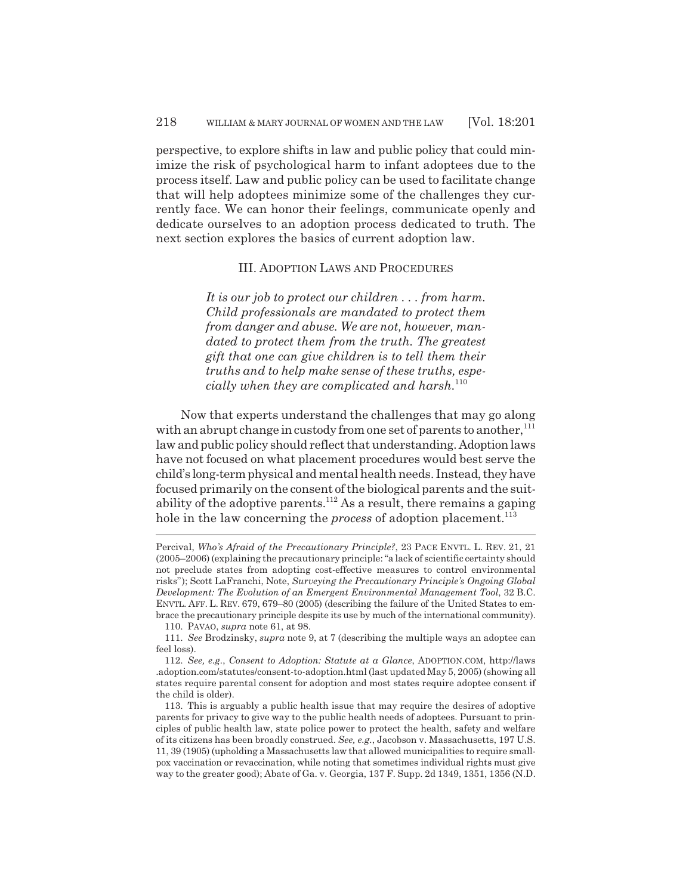perspective, to explore shifts in law and public policy that could minimize the risk of psychological harm to infant adoptees due to the process itself. Law and public policy can be used to facilitate change that will help adoptees minimize some of the challenges they currently face. We can honor their feelings, communicate openly and dedicate ourselves to an adoption process dedicated to truth. The next section explores the basics of current adoption law.

## III. ADOPTION LAWS AND PROCEDURES

> *It is our job to protect our children . . . from harm. Child professionals are mandated to protect them from danger and abuse. We are not, however, mandated to protect them from the truth. The greatest gift that one can give children is to tell them their truths and to help make sense of these truths, especially when they are complicated and harsh.*[110]

Now that experts understand the challenges that may go along with an abrupt change in custody from one set of parents to another,[111] law and public policy should reflect that understanding. Adoption laws have not focused on what placement procedures would best serve the child's long-term physical and mental health needs. Instead, they have focused primarily on the consent of the biological parents and the suitability of the adoptive parents.[112] As a result, there remains a gaping hole in the law concerning the *process* of adoption placement.[113]

---

Percival, *Who's Afraid of the Precautionary Principle?*, 23 PACE ENVTL. L. REV. 21, 21 (2005–2006) (explaining the precautionary principle: "a lack of scientific certainty should not preclude states from adopting cost-effective measures to control environmental risks"); Scott LaFranchi, Note, *Surveying the Precautionary Principle's Ongoing Global Development: The Evolution of an Emergent Environmental Management Tool*, 32 B.C. ENVTL. AFF. L. REV. 679, 679–80 (2005) (describing the failure of the United States to embrace the precautionary principle despite its use by much of the international community).

110. PAVAO, *supra* note 61, at 98.

111. *See* Brodzinsky, *supra* note 9, at 7 (describing the multiple ways an adoptee can feel loss).

112. *See, e.g.*, *Consent to Adoption: Statute at a Glance*, ADOPTION.COM, http://laws.adoption.com/statutes/consent-to-adoption.html (last updated May 5, 2005) (showing all states require parental consent for adoption and most states require adoptee consent if the child is older).

113. This is arguably a public health issue that may require the desires of adoptive parents for privacy to give way to the public health needs of adoptees. Pursuant to principles of public health law, state police power to protect the health, safety and welfare of its citizens has been broadly construed. *See, e.g.*, Jacobson v. Massachusetts, 197 U.S. 11, 39 (1905) (upholding a Massachusetts law that allowed municipalities to require smallpox vaccination or revaccination, while noting that sometimes individual rights must give way to the greater good); Abate of Ga. v. Georgia, 137 F. Supp. 2d 1349, 1351, 1356 (N.D.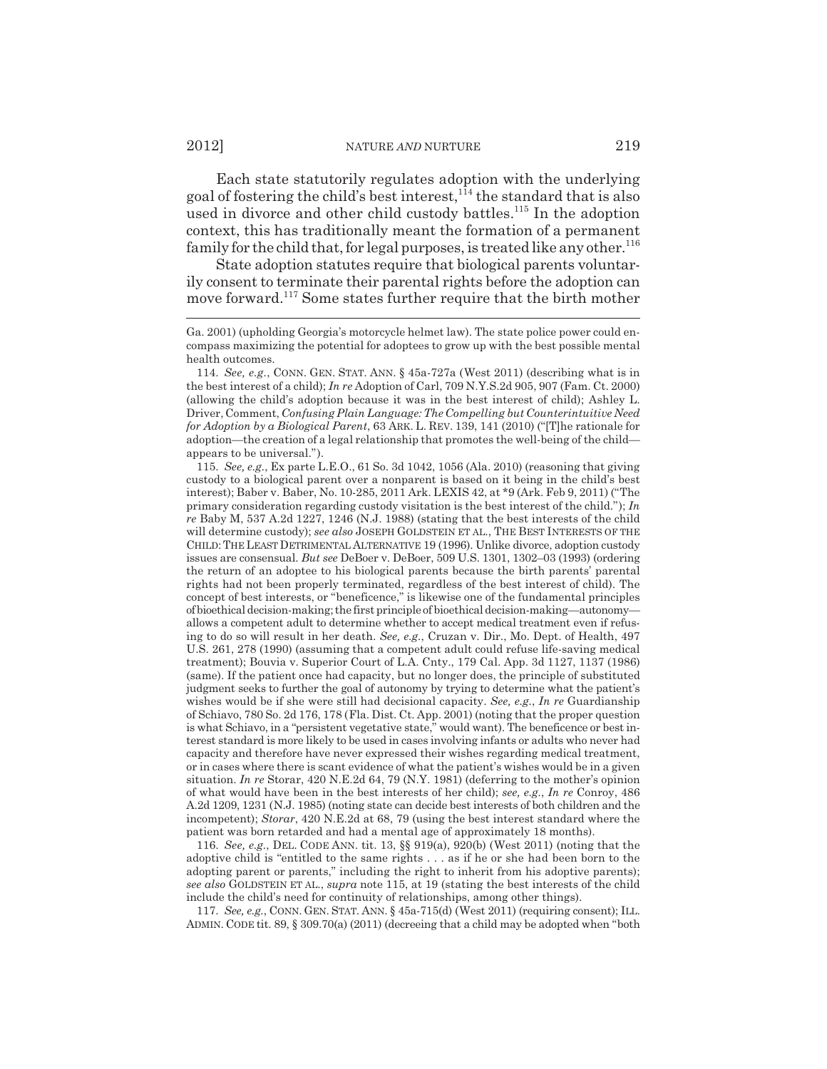Each state statutorily regulates adoption with the underlying goal of fostering the child's best interest,[114] the standard that is also used in divorce and other child custody battles.[115] In the adoption context, this has traditionally meant the formation of a permanent family for the child that, for legal purposes, is treated like any other.[116]

State adoption statutes require that biological parents voluntarily consent to terminate their parental rights before the adoption can move forward.[117] Some states further require that the birth mother

---

Ga. 2001) (upholding Georgia's motorcycle helmet law). The state police power could encompass maximizing the potential for adoptees to grow up with the best possible mental health outcomes.

114. *See, e.g.*, CONN. GEN. STAT. ANN. § 45a-727a (West 2011) (describing what is in the best interest of a child); *In re* Adoption of Carl, 709 N.Y.S.2d 905, 907 (Fam. Ct. 2000) (allowing the child's adoption because it was in the best interest of child); Ashley L. Driver, Comment, *Confusing Plain Language: The Compelling but Counterintuitive Need for Adoption by a Biological Parent*, 63 ARK. L. REV. 139, 141 (2010) ("[T]he rationale for adoption—the creation of a legal relationship that promotes the well-being of the child—appears to be universal.").

115. *See, e.g.*, Ex parte L.E.O., 61 So. 3d 1042, 1056 (Ala. 2010) (reasoning that giving custody to a biological parent over a nonparent is based on it being in the child's best interest); Baber v. Baber, No. 10-285, 2011 Ark. LEXIS 42, at *9 (Ark. Feb 9, 2011) ("The primary consideration regarding custody visitation is the best interest of the child."); *In re* Baby M, 537 A.2d 1227, 1246 (N.J. 1988) (stating that the best interests of the child will determine custody); *see also* JOSEPH GOLDSTEIN ET AL., THE BEST INTERESTS OF THE CHILD: THE LEAST DETRIMENTAL ALTERNATIVE 19 (1996). Unlike divorce, adoption custody issues are consensual. *But see* DeBoer v. DeBoer, 509 U.S. 1301, 1302–03 (1993) (ordering the return of an adoptee to his biological parents because the birth parents' parental rights had not been properly terminated, regardless of the best interest of child). The concept of best interests, or "beneficence," is likewise one of the fundamental principles of bioethical decision-making; the first principle of bioethical decision-making—autonomy—allows a competent adult to determine whether to accept medical treatment even if refusing to do so will result in her death. *See, e.g.*, Cruzan v. Dir., Mo. Dept. of Health, 497 U.S. 261, 278 (1990) (assuming that a competent adult could refuse life-saving medical treatment); Bouvia v. Superior Court of L.A. Cnty., 179 Cal. App. 3d 1127, 1137 (1986) (same). If the patient once had capacity, but no longer does, the principle of substituted judgment seeks to further the goal of autonomy by trying to determine what the patient's wishes would be if she were still had decisional capacity. *See, e.g.*, *In re* Guardianship of Schiavo, 780 So. 2d 176, 178 (Fla. Dist. Ct. App. 2001) (noting that the proper question is what Schiavo, in a "persistent vegetative state," would want). The beneficence or best interest standard is more likely to be used in cases involving infants or adults who never had capacity and therefore have never expressed their wishes regarding medical treatment, or in cases where there is scant evidence of what the patient's wishes would be in a given situation. *In re* Storar, 420 N.E.2d 64, 79 (N.Y. 1981) (deferring to the mother's opinion of what would have been in the best interests of her child); *see, e.g.*, *In re* Conroy, 486 A.2d 1209, 1231 (N.J. 1985) (noting state can decide best interests of both children and the incompetent); *Storar*, 420 N.E.2d at 68, 79 (using the best interest standard where the patient was born retarded and had a mental age of approximately 18 months).

116. *See, e.g.*, DEL. CODE ANN. tit. 13, §§ 919(a), 920(b) (West 2011) (noting that the adoptive child is "entitled to the same rights . . . as if he or she had been born to the adopting parent or parents," including the right to inherit from his adoptive parents); *see also* GOLDSTEIN ET AL., *supra* note 115, at 19 (stating the best interests of the child include the child's need for continuity of relationships, among other things).

117. *See, e.g.*, CONN. GEN. STAT. ANN. § 45a-715(d) (West 2011) (requiring consent); ILL. ADMIN. CODE tit. 89, § 309.70(a) (2011) (decreeing that a child may be adopted when "both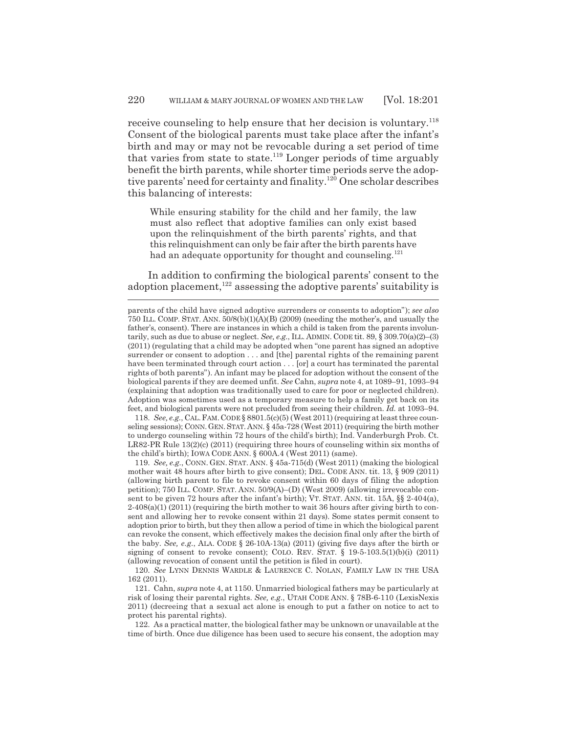receive counseling to help ensure that her decision is voluntary.[118] Consent of the biological parents must take place after the infant's birth and may or may not be revocable during a set period of time that varies from state to state.[119] Longer periods of time arguably benefit the birth parents, while shorter time periods serve the adoptive parents' need for certainty and finality.[120] One scholar describes this balancing of interests:

> While ensuring stability for the child and her family, the law must also reflect that adoptive families can only exist based upon the relinquishment of the birth parents' rights, and that this relinquishment can only be fair after the birth parents have had an adequate opportunity for thought and counseling.[121]

In addition to confirming the biological parents' consent to the adoption placement,[122] assessing the adoptive parents' suitability is

---

parents of the child have signed adoptive surrenders or consents to adoption"); *see also* 750 ILL. COMP. STAT. ANN. 50/8(b)(1)(A)(B) (2009) (needing the mother's, and usually the father's, consent). There are instances in which a child is taken from the parents involuntarily, such as due to abuse or neglect. *See, e.g.*, ILL. ADMIN. CODE tit. 89, § 309.70(a)(2)–(3) (2011) (regulating that a child may be adopted when "one parent has signed an adoptive surrender or consent to adoption . . . and [the] parental rights of the remaining parent have been terminated through court action . . . [or] a court has terminated the parental rights of both parents"). An infant may be placed for adoption without the consent of the biological parents if they are deemed unfit. *See* Cahn, *supra* note 4, at 1089–91, 1093–94 (explaining that adoption was traditionally used to care for poor or neglected children). Adoption was sometimes used as a temporary measure to help a family get back on its feet, and biological parents were not precluded from seeing their children. *Id.* at 1093–94.

118. *See, e.g.*, CAL. FAM. CODE § 8801.5(c)(5) (West 2011) (requiring at least three counseling sessions); CONN. GEN. STAT. ANN. § 45a-728 (West 2011) (requiring the birth mother to undergo counseling within 72 hours of the child's birth); Ind. Vanderburgh Prob. Ct. LR82-PR Rule 13(2)(c) (2011) (requiring three hours of counseling within six months of the child's birth); IOWA CODE ANN. § 600A.4 (West 2011) (same).

119. *See, e.g.*, CONN. GEN. STAT. ANN. § 45a-715(d) (West 2011) (making the biological mother wait 48 hours after birth to give consent); DEL. CODE ANN. tit. 13, § 909 (2011) (allowing birth parent to file to revoke consent within 60 days of filing the adoption petition); 750 ILL. COMP. STAT. ANN. 50/9(A)–(D) (West 2009) (allowing irrevocable consent to be given 72 hours after the infant's birth); VT. STAT. ANN. tit. 15A, §§ 2-404(a), 2-408(a)(1) (2011) (requiring the birth mother to wait 36 hours after giving birth to consent and allowing her to revoke consent within 21 days). Some states permit consent to adoption prior to birth, but they then allow a period of time in which the biological parent can revoke the consent, which effectively makes the decision final only after the birth of the baby. *See, e.g.*, ALA. CODE § 26-10A-13(a) (2011) (giving five days after the birth or signing of consent to revoke consent); COLO. REV. STAT. § 19-5-103.5(1)(b)(i) (2011) (allowing revocation of consent until the petition is filed in court).

120. *See* LYNN DENNIS WARDLE & LAURENCE C. NOLAN, FAMILY LAW IN THE USA 162 (2011).

121. Cahn, *supra* note 4, at 1150. Unmarried biological fathers may be particularly at risk of losing their parental rights. *See, e.g.*, UTAH CODE ANN. § 78B-6-110 (LexisNexis 2011) (decreeing that a sexual act alone is enough to put a father on notice to act to protect his parental rights).

122. As a practical matter, the biological father may be unknown or unavailable at the time of birth. Once due diligence has been used to secure his consent, the adoption may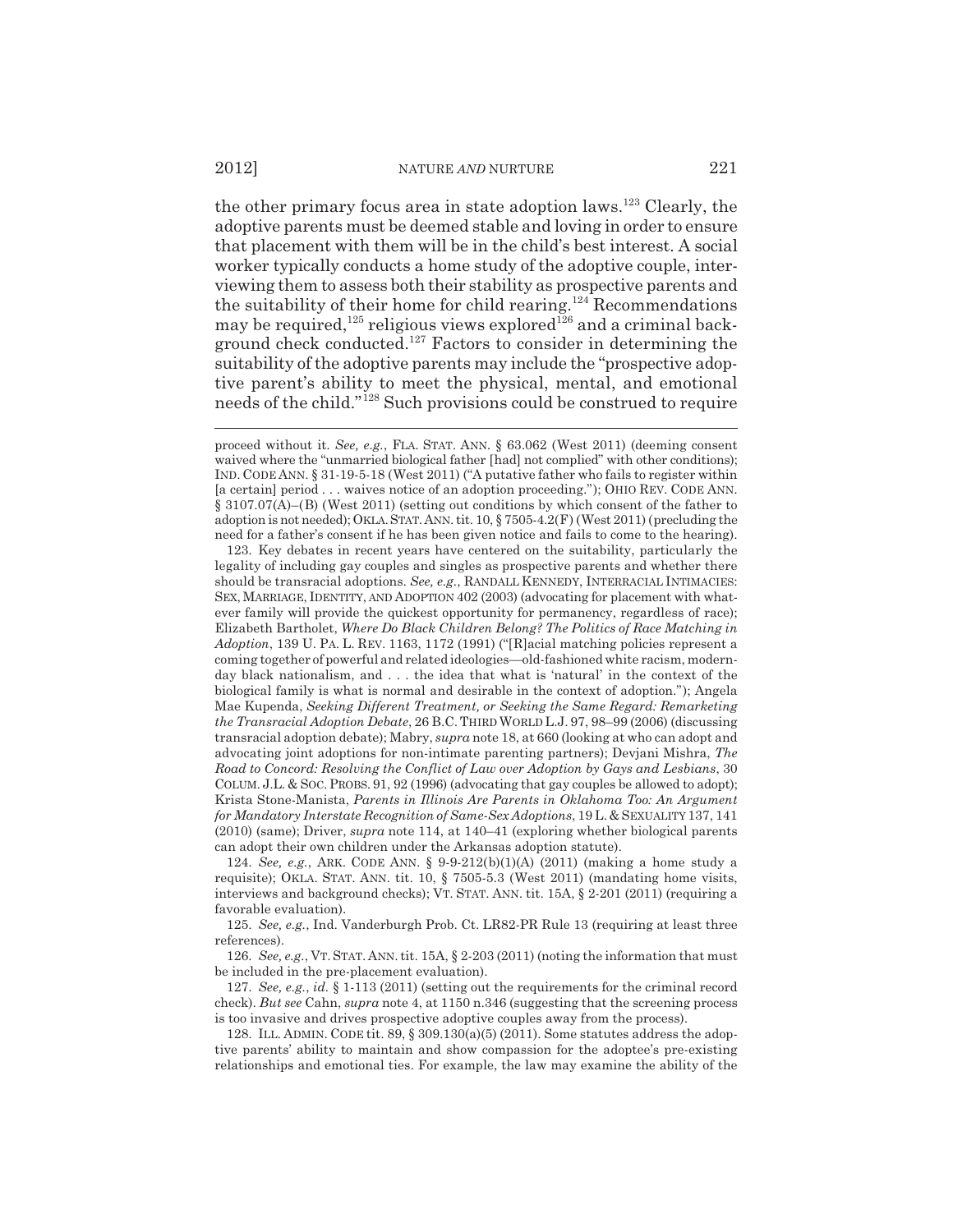the other primary focus area in state adoption laws.[123] Clearly, the adoptive parents must be deemed stable and loving in order to ensure that placement with them will be in the child's best interest. A social worker typically conducts a home study of the adoptive couple, interviewing them to assess both their stability as prospective parents and the suitability of their home for child rearing.[124] Recommendations may be required,[125] religious views explored[126] and a criminal background check conducted.[127] Factors to consider in determining the suitability of the adoptive parents may include the "prospective adoptive parent's ability to meet the physical, mental, and emotional needs of the child."[128] Such provisions could be construed to require

---

proceed without it. *See, e.g.*, FLA. STAT. ANN. § 63.062 (West 2011) (deeming consent waived where the "unmarried biological father [had] not complied" with other conditions); IND. CODE ANN. § 31-19-5-18 (West 2011) ("A putative father who fails to register within [a certain] period . . . waives notice of an adoption proceeding."); OHIO REV. CODE ANN. § 3107.07(A)–(B) (West 2011) (setting out conditions by which consent of the father to adoption is not needed); OKLA. STAT. ANN. tit. 10, § 7505-4.2(F) (West 2011) (precluding the need for a father's consent if he has been given notice and fails to come to the hearing).

123. Key debates in recent years have centered on the suitability, particularly the legality of including gay couples and singles as prospective parents and whether there should be transracial adoptions. *See, e.g.*, RANDALL KENNEDY, INTERRACIAL INTIMACIES: SEX, MARRIAGE, IDENTITY, AND ADOPTION 402 (2003) (advocating for placement with whatever family will provide the quickest opportunity for permanency, regardless of race); Elizabeth Bartholet, *Where Do Black Children Belong? The Politics of Race Matching in Adoption*, 139 U. PA. L. REV. 1163, 1172 (1991) ("[R]acial matching policies represent a coming together of powerful and related ideologies—old-fashioned white racism, modern-day black nationalism, and . . . the idea that what is 'natural' in the context of the biological family is what is normal and desirable in the context of adoption."); Angela Mae Kupenda, *Seeking Different Treatment, or Seeking the Same Regard: Remarketing the Transracial Adoption Debate*, 26 B.C. THIRD WORLD L.J. 97, 98–99 (2006) (discussing transracial adoption debate); Mabry, *supra* note 18, at 660 (looking at who can adopt and advocating joint adoptions for non-intimate parenting partners); Devjani Mishra, *The Road to Concord: Resolving the Conflict of Law over Adoption by Gays and Lesbians*, 30 COLUM. J.L. & SOC. PROBS. 91, 92 (1996) (advocating that gay couples be allowed to adopt); Krista Stone-Manista, *Parents in Illinois Are Parents in Oklahoma Too: An Argument for Mandatory Interstate Recognition of Same-Sex Adoptions*, 19 L. & SEXUALITY 137, 141 (2010) (same); Driver, *supra* note 114, at 140–41 (exploring whether biological parents can adopt their own children under the Arkansas adoption statute).

124. *See, e.g.*, ARK. CODE ANN. § 9-9-212(b)(1)(A) (2011) (making a home study a requisite); OKLA. STAT. ANN. tit. 10, § 7505-5.3 (West 2011) (mandating home visits, interviews and background checks); VT. STAT. ANN. tit. 15A, § 2-201 (2011) (requiring a favorable evaluation).

125. *See, e.g.*, Ind. Vanderburgh Prob. Ct. LR82-PR Rule 13 (requiring at least three references).

126. *See, e.g.*, VT. STAT. ANN. tit. 15A, § 2-203 (2011) (noting the information that must be included in the pre-placement evaluation).

127. *See, e.g.*, *id.* § 1-113 (2011) (setting out the requirements for the criminal record check). *But see* Cahn, *supra* note 4, at 1150 n.346 (suggesting that the screening process is too invasive and drives prospective adoptive couples away from the process).

128. ILL. ADMIN. CODE tit. 89, § 309.130(a)(5) (2011). Some statutes address the adoptive parents' ability to maintain and show compassion for the adoptee's pre-existing relationships and emotional ties. For example, the law may examine the ability of the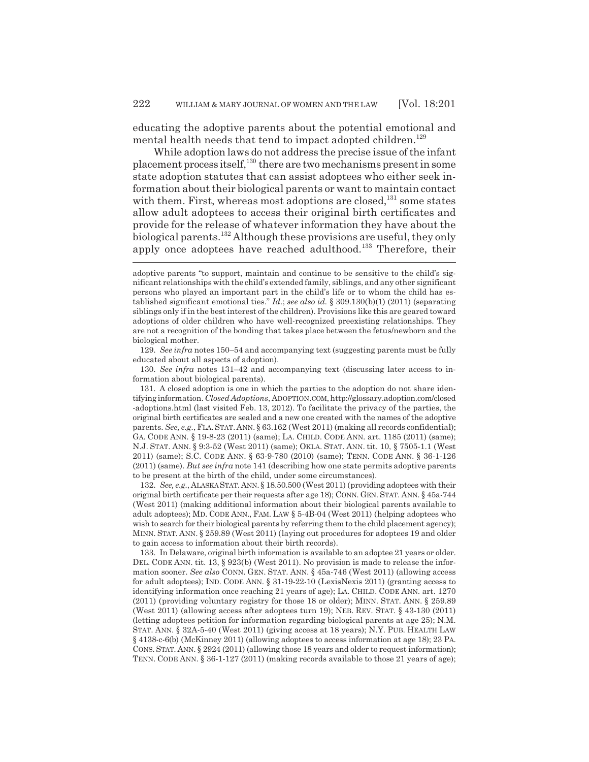educating the adoptive parents about the potential emotional and mental health needs that tend to impact adopted children.[129]

While adoption laws do not address the precise issue of the infant placement process itself,[130] there are two mechanisms present in some state adoption statutes that can assist adoptees who either seek information about their biological parents or want to maintain contact with them. First, whereas most adoptions are closed,[131] some states allow adult adoptees to access their original birth certificates and provide for the release of whatever information they have about the biological parents.[132] Although these provisions are useful, they only apply once adoptees have reached adulthood.[133] Therefore, their

---

adoptive parents "to support, maintain and continue to be sensitive to the child's significant relationships with the child's extended family, siblings, and any other significant persons who played an important part in the child's life or to whom the child has established significant emotional ties." *Id.*; *see also id.* § 309.130(b)(1) (2011) (separating siblings only if in the best interest of the children). Provisions like this are geared toward adoptions of older children who have well-recognized preexisting relationships. They are not a recognition of the bonding that takes place between the fetus/newborn and the biological mother.

129. *See infra* notes 150–54 and accompanying text (suggesting parents must be fully educated about all aspects of adoption).

130. *See infra* notes 131–42 and accompanying text (discussing later access to information about biological parents).

131. A closed adoption is one in which the parties to the adoption do not share identifying information. *Closed Adoptions*, ADOPTION.COM, http://glossary.adoption.com/closed-adoptions.html (last visited Feb. 13, 2012). To facilitate the privacy of the parties, the original birth certificates are sealed and a new one created with the names of the adoptive parents. *See, e.g.*, FLA. STAT. ANN. § 63.162 (West 2011) (making all records confidential); GA. CODE ANN. § 19-8-23 (2011) (same); LA. CHILD. CODE ANN. art. 1185 (2011) (same); N.J. STAT. ANN. § 9:3-52 (West 2011) (same); OKLA. STAT. ANN. tit. 10, § 7505-1.1 (West 2011) (same); S.C. CODE ANN. § 63-9-780 (2010) (same); TENN. CODE ANN. § 36-1-126 (2011) (same). *But see infra* note 141 (describing how one state permits adoptive parents to be present at the birth of the child, under some circumstances).

132. *See, e.g.*, ALASKA STAT. ANN. § 18.50.500 (West 2011) (providing adoptees with their original birth certificate per their requests after age 18); CONN. GEN. STAT. ANN. § 45a-744 (West 2011) (making additional information about their biological parents available to adult adoptees); MD. CODE ANN., FAM. LAW § 5-4B-04 (West 2011) (helping adoptees who wish to search for their biological parents by referring them to the child placement agency); MINN. STAT. ANN. § 259.89 (West 2011) (laying out procedures for adoptees 19 and older to gain access to information about their birth records).

133. In Delaware, original birth information is available to an adoptee 21 years or older. DEL. CODE ANN. tit. 13, § 923(b) (West 2011). No provision is made to release the information sooner. *See also* CONN. GEN. STAT. ANN. § 45a-746 (West 2011) (allowing access for adult adoptees); IND. CODE ANN. § 31-19-22-10 (LexisNexis 2011) (granting access to identifying information once reaching 21 years of age); LA. CHILD. CODE ANN. art. 1270 (2011) (providing voluntary registry for those 18 or older); MINN. STAT. ANN. § 259.89 (West 2011) (allowing access after adoptees turn 19); NEB. REV. STAT. § 43-130 (2011) (letting adoptees petition for information regarding biological parents at age 25); N.M. STAT. ANN. § 32A-5-40 (West 2011) (giving access at 18 years); N.Y. PUB. HEALTH LAW § 4138-c-6(b) (McKinney 2011) (allowing adoptees to access information at age 18); 23 PA. CONS. STAT. ANN. § 2924 (2011) (allowing those 18 years and older to request information); TENN. CODE ANN. § 36-1-127 (2011) (making records available to those 21 years of age);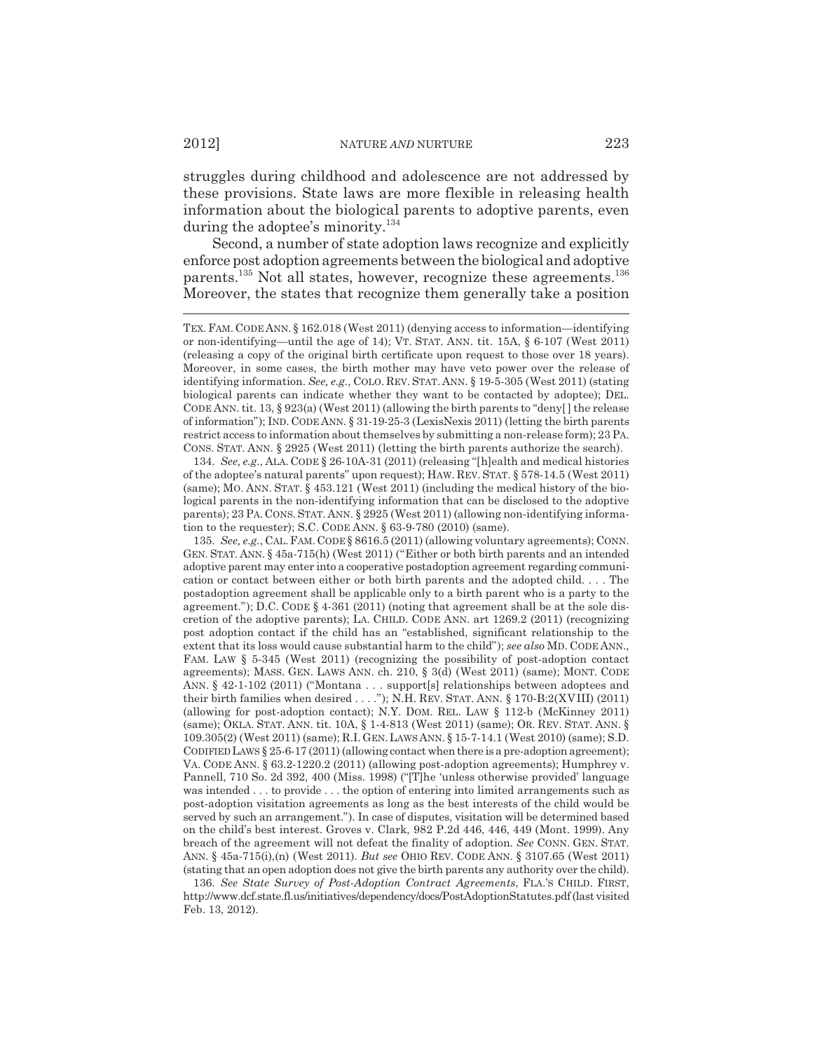struggles during childhood and adolescence are not addressed by these provisions. State laws are more flexible in releasing health information about the biological parents to adoptive parents, even during the adoptee's minority.[134]

Second, a number of state adoption laws recognize and explicitly enforce post adoption agreements between the biological and adoptive parents.[135] Not all states, however, recognize these agreements.[136] Moreover, the states that recognize them generally take a position

---

TEX. FAM. CODE ANN. § 162.018 (West 2011) (denying access to information—identifying or non-identifying—until the age of 14); VT. STAT. ANN. tit. 15A, § 6-107 (West 2011) (releasing a copy of the original birth certificate upon request to those over 18 years). Moreover, in some cases, the birth mother may have veto power over the release of identifying information. *See, e.g.*, COLO. REV. STAT. ANN. § 19-5-305 (West 2011) (stating biological parents can indicate whether they want to be contacted by adoptee); DEL. CODE ANN. tit. 13, § 923(a) (West 2011) (allowing the birth parents to "deny[] the release of information"); IND. CODE ANN. § 31-19-25-3 (LexisNexis 2011) (letting the birth parents restrict access to information about themselves by submitting a non-release form); 23 PA. CONS. STAT. ANN. § 2925 (West 2011) (letting the birth parents authorize the search).

134. *See, e.g.*, ALA. CODE § 26-10A-31 (2011) (releasing "[h]ealth and medical histories of the adoptee's natural parents" upon request); HAW. REV. STAT. § 578-14.5 (West 2011) (same); MO. ANN. STAT. § 453.121 (West 2011) (including the medical history of the biological parents in the non-identifying information that can be disclosed to the adoptive parents); 23 PA. CONS. STAT. ANN. § 2925 (West 2011) (allowing non-identifying information to the requester); S.C. CODE ANN. § 63-9-780 (2010) (same).

135. *See, e.g.*, CAL. FAM. CODE § 8616.5 (2011) (allowing voluntary agreements); CONN. GEN. STAT. ANN. § 45a-715(h) (West 2011) ("Either or both birth parents and an intended adoptive parent may enter into a cooperative postadoption agreement regarding communication or contact between either or both birth parents and the adopted child. . . . The postadoption agreement shall be applicable only to a birth parent who is a party to the agreement."); D.C. CODE § 4-361 (2011) (noting that agreement shall be at the sole discretion of the adoptive parents); LA. CHILD. CODE ANN. art 1269.2 (2011) (recognizing post adoption contact if the child has an "established, significant relationship to the extent that its loss would cause substantial harm to the child"); *see also* MD. CODE ANN., FAM. LAW § 5-345 (West 2011) (recognizing the possibility of post-adoption contact agreements); MASS. GEN. LAWS ANN. ch. 210, § 3(d) (West 2011) (same); MONT. CODE ANN. § 42-1-102 (2011) ("Montana . . . support[s] relationships between adoptees and their birth families when desired . . . ."); N.H. REV. STAT. ANN. § 170-B:2(XVIII) (2011) (allowing for post-adoption contact); N.Y. DOM. REL. LAW § 112-b (McKinney 2011) (same); OKLA. STAT. ANN. tit. 10A, § 1-4-813 (West 2011) (same); OR. REV. STAT. ANN. § 109.305(2) (West 2011) (same); R.I. GEN. LAWS ANN. § 15-7-14.1 (West 2010) (same); S.D. CODIFIED LAWS § 25-6-17 (2011) (allowing contact when there is a pre-adoption agreement); VA. CODE ANN. § 63.2-1220.2 (2011) (allowing post-adoption agreements); Humphrey v. Pannell, 710 So. 2d 392, 400 (Miss. 1998) ("[T]he 'unless otherwise provided' language was intended . . . to provide . . . the option of entering into limited arrangements such as post-adoption visitation agreements as long as the best interests of the child would be served by such an arrangement."). In case of disputes, visitation will be determined based on the child's best interest. Groves v. Clark, 982 P.2d 446, 446, 449 (Mont. 1999). Any breach of the agreement will not defeat the finality of adoption. *See* CONN. GEN. STAT. ANN. § 45a-715(i),(n) (West 2011). *But see* OHIO REV. CODE ANN. § 3107.65 (West 2011) (stating that an open adoption does not give the birth parents any authority over the child).

136. *See State Survey of Post-Adoption Contract Agreements*, FLA.'S CHILD. FIRST, http://www.dcf.state.fl.us/initiatives/dependency/docs/PostAdoptionStatutes.pdf (last visited Feb. 13, 2012).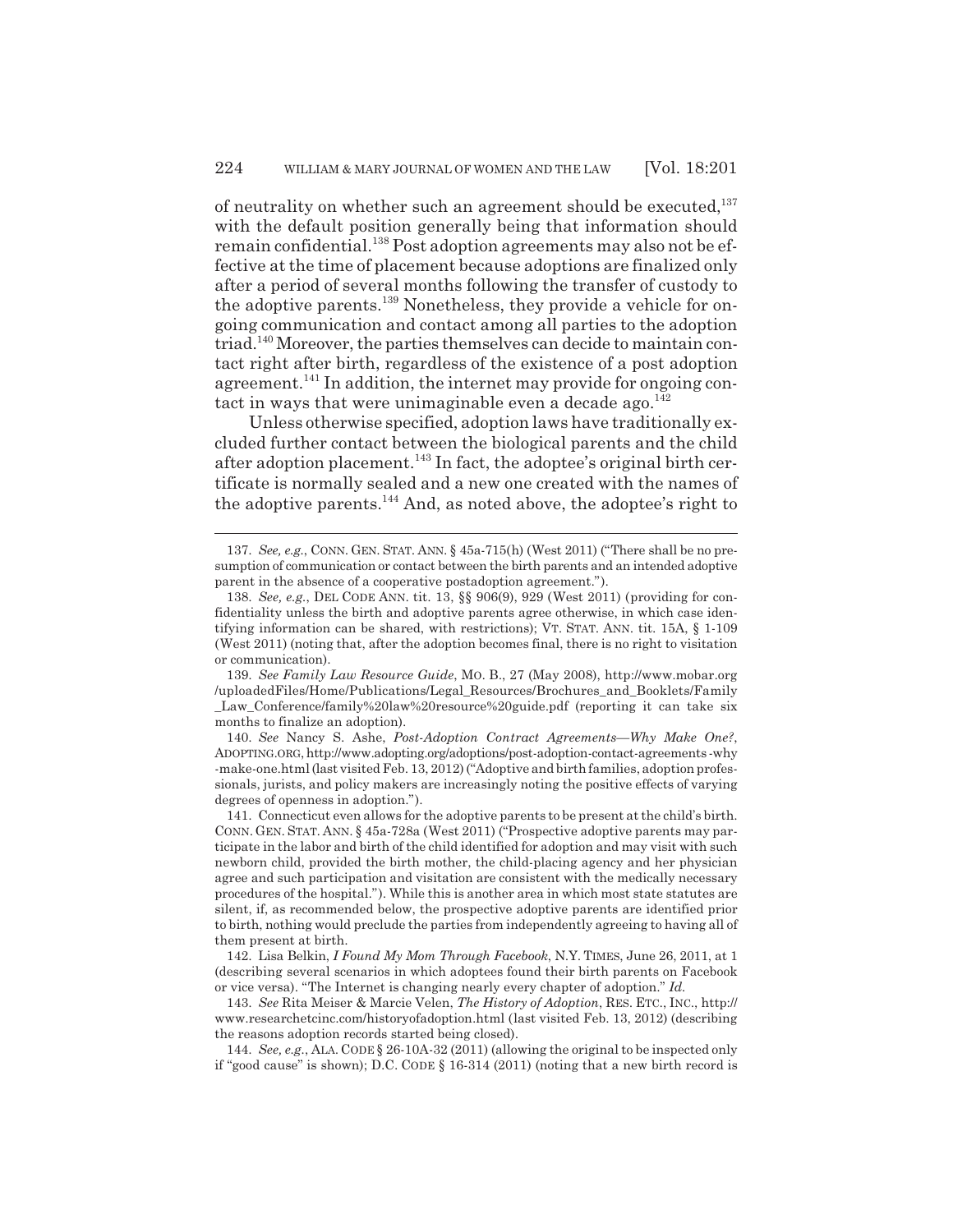of neutrality on whether such an agreement should be executed,[137] with the default position generally being that information should remain confidential.[138] Post adoption agreements may also not be effective at the time of placement because adoptions are finalized only after a period of several months following the transfer of custody to the adoptive parents.[139] Nonetheless, they provide a vehicle for ongoing communication and contact among all parties to the adoption triad.[140] Moreover, the parties themselves can decide to maintain contact right after birth, regardless of the existence of a post adoption agreement.[141] In addition, the internet may provide for ongoing contact in ways that were unimaginable even a decade ago.[142]

Unless otherwise specified, adoption laws have traditionally excluded further contact between the biological parents and the child after adoption placement.[143] In fact, the adoptee's original birth certificate is normally sealed and a new one created with the names of the adoptive parents.[144] And, as noted above, the adoptee's right to

---

137. *See, e.g.*, CONN. GEN. STAT. ANN. § 45a-715(h) (West 2011) ("There shall be no presumption of communication or contact between the birth parents and an intended adoptive parent in the absence of a cooperative postadoption agreement.").

138. *See, e.g.*, DEL CODE ANN. tit. 13, §§ 906(9), 929 (West 2011) (providing for confidentiality unless the birth and adoptive parents agree otherwise, in which case identifying information can be shared, with restrictions); VT. STAT. ANN. tit. 15A, § 1-109 (West 2011) (noting that, after the adoption becomes final, there is no right to visitation or communication).

139. *See Family Law Resource Guide*, MO. B., 27 (May 2008), http://www.mobar.org/uploadedFiles/Home/Publications/Legal_Resources/Brochures_and_Booklets/Family_Law_Conference/family%20law%20resource%20guide.pdf (reporting it can take six months to finalize an adoption).

140. *See* Nancy S. Ashe, *Post-Adoption Contract Agreements—Why Make One?*, ADOPTING.ORG, http://www.adopting.org/adoptions/post-adoption-contact-agreements-why-make-one.html (last visited Feb. 13, 2012) ("Adoptive and birth families, adoption professionals, jurists, and policy makers are increasingly noting the positive effects of varying degrees of openness in adoption.").

141. Connecticut even allows for the adoptive parents to be present at the child's birth. CONN. GEN. STAT. ANN. § 45a-728a (West 2011) ("Prospective adoptive parents may participate in the labor and birth of the child identified for adoption and may visit with such newborn child, provided the birth mother, the child-placing agency and her physician agree and such participation and visitation are consistent with the medically necessary procedures of the hospital."). While this is another area in which most state statutes are silent, if, as recommended below, the prospective adoptive parents are identified prior to birth, nothing would preclude the parties from independently agreeing to having all of them present at birth.

142. Lisa Belkin, *I Found My Mom Through Facebook*, N.Y. TIMES, June 26, 2011, at 1 (describing several scenarios in which adoptees found their birth parents on Facebook or vice versa). "The Internet is changing nearly every chapter of adoption." *Id.*

143. *See* Rita Meiser & Marcie Velen, *The History of Adoption*, RES. ETC., INC., http://www.researchetcinc.com/historyofadoption.html (last visited Feb. 13, 2012) (describing the reasons adoption records started being closed).

144. *See, e.g.*, ALA. CODE § 26-10A-32 (2011) (allowing the original to be inspected only if "good cause" is shown); D.C. CODE § 16-314 (2011) (noting that a new birth record is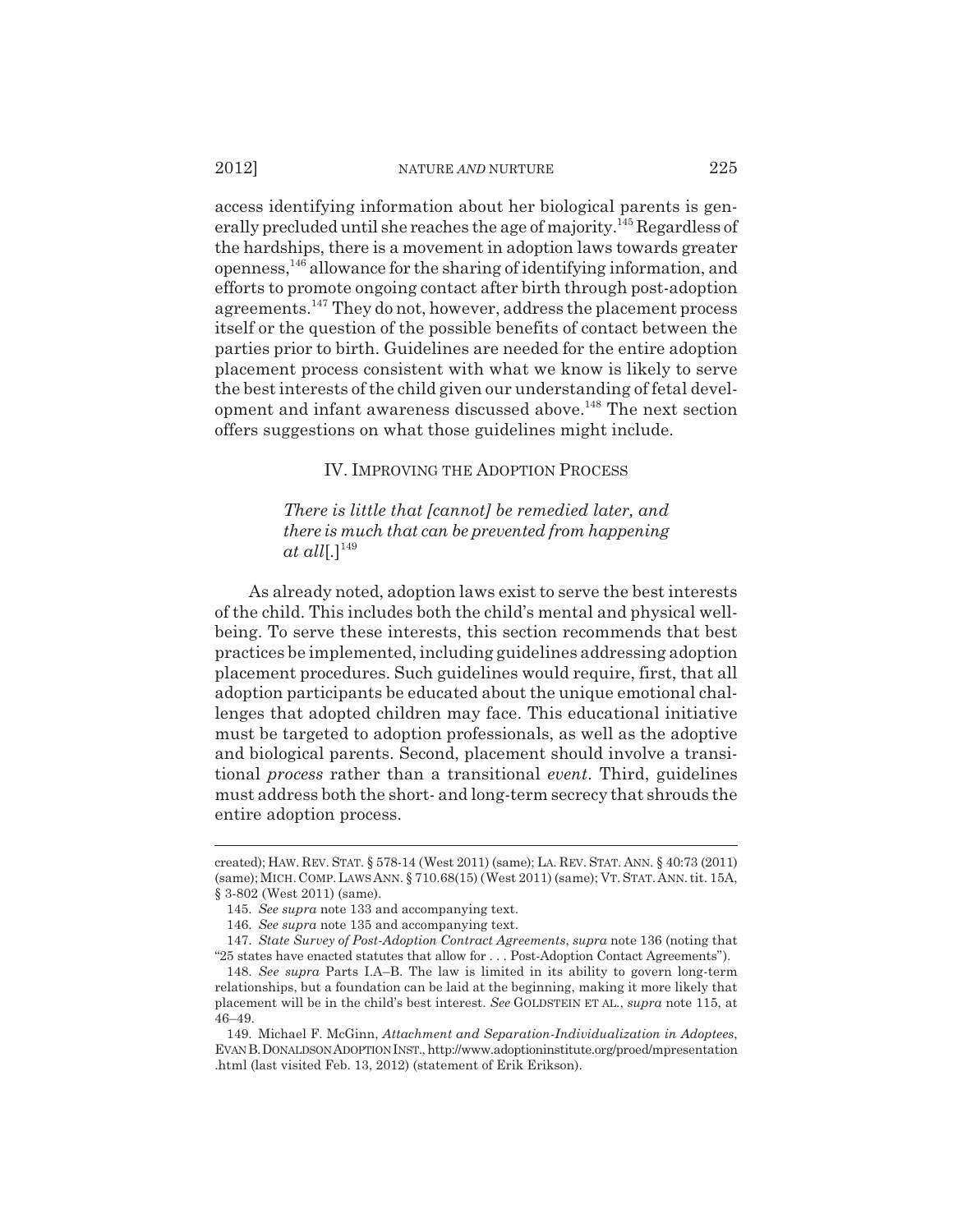access identifying information about her biological parents is generally precluded until she reaches the age of majority.[145] Regardless of the hardships, there is a movement in adoption laws towards greater openness,[146] allowance for the sharing of identifying information, and efforts to promote ongoing contact after birth through post-adoption agreements.[147] They do not, however, address the placement process itself or the question of the possible benefits of contact between the parties prior to birth. Guidelines are needed for the entire adoption placement process consistent with what we know is likely to serve the best interests of the child given our understanding of fetal development and infant awareness discussed above.[148] The next section offers suggestions on what those guidelines might include.

## IV. Improving the Adoption Process

> *There is little that [cannot] be remedied later, and there is much that can be prevented from happening at all*[.][149]

As already noted, adoption laws exist to serve the best interests of the child. This includes both the child's mental and physical wellbeing. To serve these interests, this section recommends that best practices be implemented, including guidelines addressing adoption placement procedures. Such guidelines would require, first, that all adoption participants be educated about the unique emotional challenges that adopted children may face. This educational initiative must be targeted to adoption professionals, as well as the adoptive and biological parents. Second, placement should involve a transitional *process* rather than a transitional *event*. Third, guidelines must address both the short- and long-term secrecy that shrouds the entire adoption process.

---

created); HAW. REV. STAT. § 578-14 (West 2011) (same); LA. REV. STAT. ANN. § 40:73 (2011) (same); MICH. COMP. LAWS ANN. § 710.68(15) (West 2011) (same); VT. STAT. ANN. tit. 15A, § 3-802 (West 2011) (same).

145. *See supra* note 133 and accompanying text.

146. *See supra* note 135 and accompanying text.

147. *State Survey of Post-Adoption Contract Agreements*, *supra* note 136 (noting that "25 states have enacted statutes that allow for . . . Post-Adoption Contact Agreements").

148. *See supra* Parts I.A–B. The law is limited in its ability to govern long-term relationships, but a foundation can be laid at the beginning, making it more likely that placement will be in the child's best interest. *See* GOLDSTEIN ET AL., *supra* note 115, at 46–49.

149. Michael F. McGinn, *Attachment and Separation-Individualization in Adoptees*, EVAN B. DONALDSON ADOPTION INST., http://www.adoptioninstitute.org/proed/mpresentation.html (last visited Feb. 13, 2012) (statement of Erik Erikson).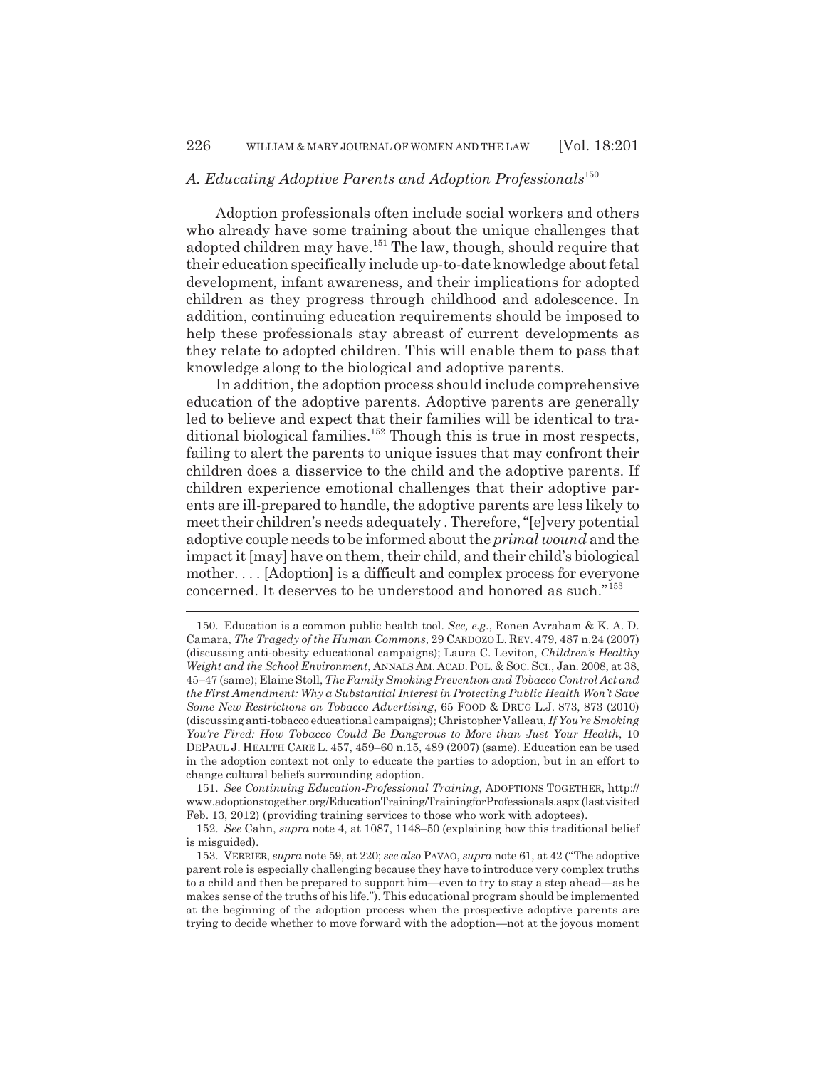### *A. Educating Adoptive Parents and Adoption Professionals*[150]

Adoption professionals often include social workers and others who already have some training about the unique challenges that adopted children may have.[151] The law, though, should require that their education specifically include up-to-date knowledge about fetal development, infant awareness, and their implications for adopted children as they progress through childhood and adolescence. In addition, continuing education requirements should be imposed to help these professionals stay abreast of current developments as they relate to adopted children. This will enable them to pass that knowledge along to the biological and adoptive parents.

In addition, the adoption process should include comprehensive education of the adoptive parents. Adoptive parents are generally led to believe and expect that their families will be identical to traditional biological families.[152] Though this is true in most respects, failing to alert the parents to unique issues that may confront their children does a disservice to the child and the adoptive parents. If children experience emotional challenges that their adoptive parents are ill-prepared to handle, the adoptive parents are less likely to meet their children's needs adequately . Therefore, "[e]very potential adoptive couple needs to be informed about the *primal wound* and the impact it [may] have on them, their child, and their child's biological mother. . . . [Adoption] is a difficult and complex process for everyone concerned. It deserves to be understood and honored as such."[153]

---

150. Education is a common public health tool. *See, e.g.*, Ronen Avraham & K. A. D. Camara, *The Tragedy of the Human Commons*, 29 CARDOZO L. REV. 479, 487 n.24 (2007) (discussing anti-obesity educational campaigns); Laura C. Leviton, *Children's Healthy Weight and the School Environment*, ANNALS AM. ACAD. POL. & SOC. SCI., Jan. 2008, at 38, 45–47 (same); Elaine Stoll, *The Family Smoking Prevention and Tobacco Control Act and the First Amendment: Why a Substantial Interest in Protecting Public Health Won't Save Some New Restrictions on Tobacco Advertising*, 65 FOOD & DRUG L.J. 873, 873 (2010) (discussing anti-tobacco educational campaigns); Christopher Valleau, *If You're Smoking You're Fired: How Tobacco Could Be Dangerous to More than Just Your Health*, 10 DEPAUL J. HEALTH CARE L. 457, 459–60 n.15, 489 (2007) (same). Education can be used in the adoption context not only to educate the parties to adoption, but in an effort to change cultural beliefs surrounding adoption.

151. *See Continuing Education-Professional Training*, ADOPTIONS TOGETHER, http://www.adoptionstogether.org/EducationTraining/TrainingforProfessionals.aspx (last visited Feb. 13, 2012) (providing training services to those who work with adoptees).

152. *See* Cahn, *supra* note 4, at 1087, 1148–50 (explaining how this traditional belief is misguided).

153. VERRIER, *supra* note 59, at 220; *see also* PAVAO, *supra* note 61, at 42 ("The adoptive parent role is especially challenging because they have to introduce very complex truths to a child and then be prepared to support him—even to try to stay a step ahead—as he makes sense of the truths of his life."). This educational program should be implemented at the beginning of the adoption process when the prospective adoptive parents are trying to decide whether to move forward with the adoption—not at the joyous moment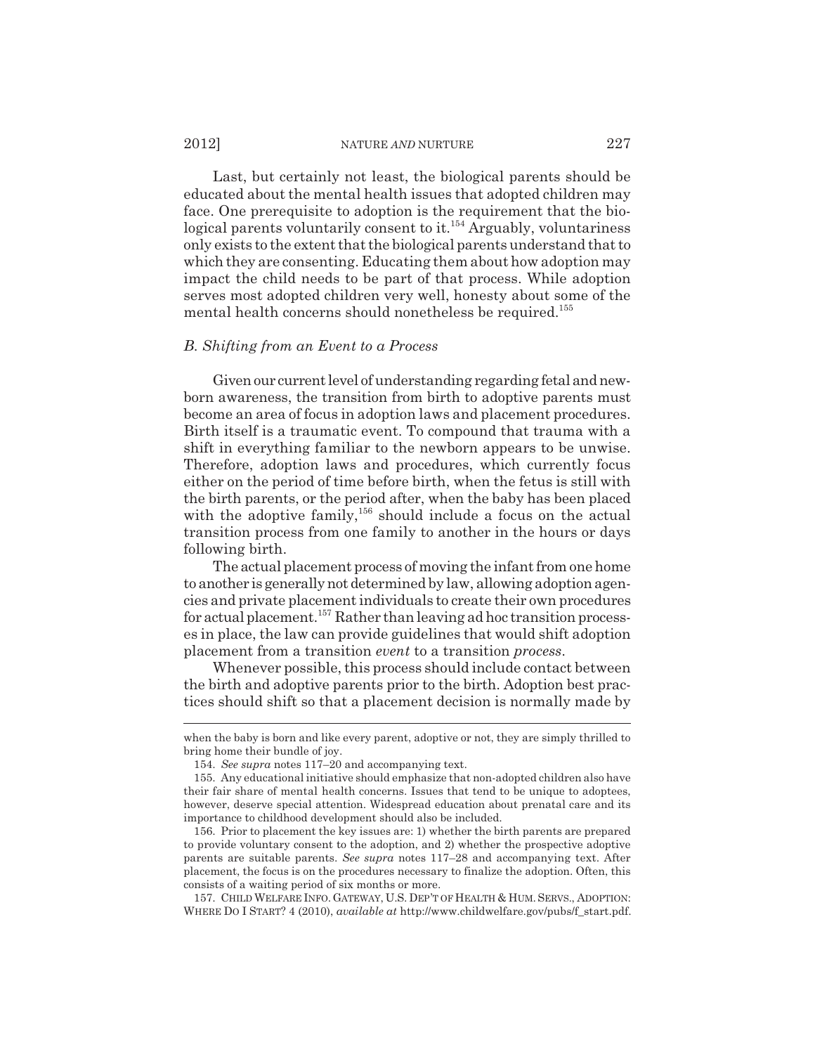Last, but certainly not least, the biological parents should be educated about the mental health issues that adopted children may face. One prerequisite to adoption is the requirement that the biological parents voluntarily consent to it.[154] Arguably, voluntariness only exists to the extent that the biological parents understand that to which they are consenting. Educating them about how adoption may impact the child needs to be part of that process. While adoption serves most adopted children very well, honesty about some of the mental health concerns should nonetheless be required.[155]

### *B. Shifting from an Event to a Process*

Given our current level of understanding regarding fetal and newborn awareness, the transition from birth to adoptive parents must become an area of focus in adoption laws and placement procedures. Birth itself is a traumatic event. To compound that trauma with a shift in everything familiar to the newborn appears to be unwise. Therefore, adoption laws and procedures, which currently focus either on the period of time before birth, when the fetus is still with the birth parents, or the period after, when the baby has been placed with the adoptive family,[156] should include a focus on the actual transition process from one family to another in the hours or days following birth.

The actual placement process of moving the infant from one home to another is generally not determined by law, allowing adoption agencies and private placement individuals to create their own procedures for actual placement.[157] Rather than leaving ad hoc transition processes in place, the law can provide guidelines that would shift adoption placement from a transition *event* to a transition *process*.

Whenever possible, this process should include contact between the birth and adoptive parents prior to the birth. Adoption best practices should shift so that a placement decision is normally made by

---

when the baby is born and like every parent, adoptive or not, they are simply thrilled to bring home their bundle of joy.

154. *See supra* notes 117–20 and accompanying text.

155. Any educational initiative should emphasize that non-adopted children also have their fair share of mental health concerns. Issues that tend to be unique to adoptees, however, deserve special attention. Widespread education about prenatal care and its importance to childhood development should also be included.

156. Prior to placement the key issues are: 1) whether the birth parents are prepared to provide voluntary consent to the adoption, and 2) whether the prospective adoptive parents are suitable parents. *See supra* notes 117–28 and accompanying text. After placement, the focus is on the procedures necessary to finalize the adoption. Often, this consists of a waiting period of six months or more.

157. CHILD WELFARE INFO. GATEWAY, U.S. DEP'T OF HEALTH & HUM. SERVS., ADOPTION: WHERE DO I START? 4 (2010), *available at* http://www.childwelfare.gov/pubs/f_start.pdf.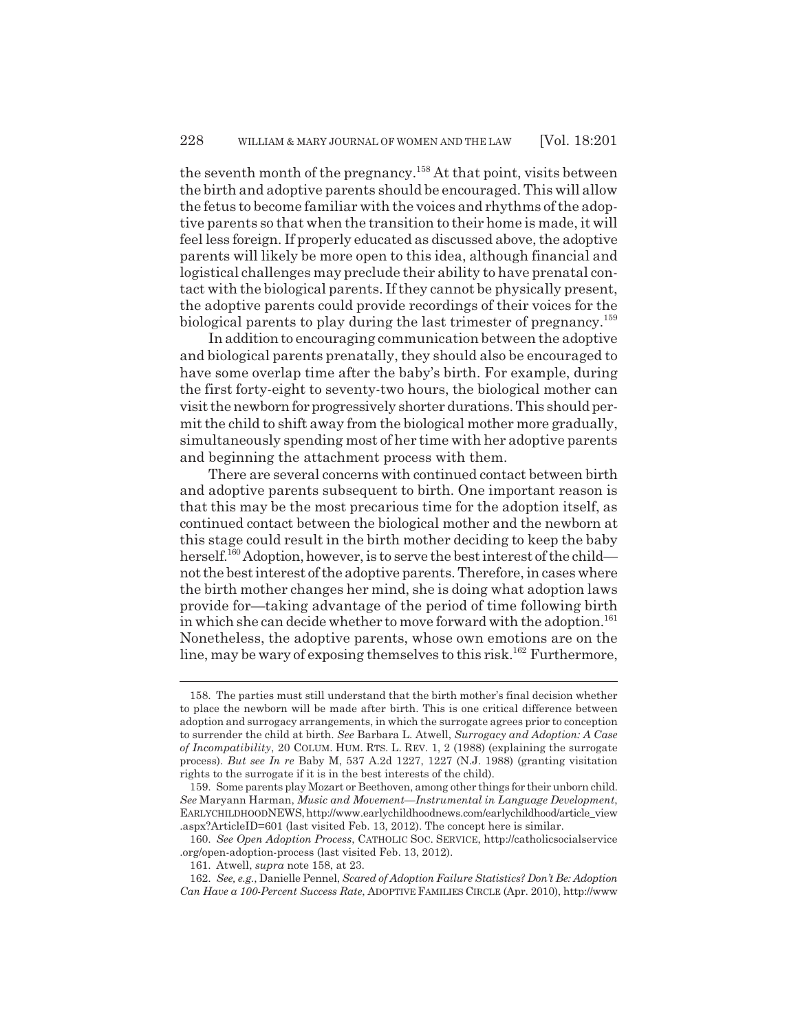the seventh month of the pregnancy.[158] At that point, visits between the birth and adoptive parents should be encouraged. This will allow the fetus to become familiar with the voices and rhythms of the adoptive parents so that when the transition to their home is made, it will feel less foreign. If properly educated as discussed above, the adoptive parents will likely be more open to this idea, although financial and logistical challenges may preclude their ability to have prenatal contact with the biological parents. If they cannot be physically present, the adoptive parents could provide recordings of their voices for the biological parents to play during the last trimester of pregnancy.[159]

In addition to encouraging communication between the adoptive and biological parents prenatally, they should also be encouraged to have some overlap time after the baby's birth. For example, during the first forty-eight to seventy-two hours, the biological mother can visit the newborn for progressively shorter durations. This should permit the child to shift away from the biological mother more gradually, simultaneously spending most of her time with her adoptive parents and beginning the attachment process with them.

There are several concerns with continued contact between birth and adoptive parents subsequent to birth. One important reason is that this may be the most precarious time for the adoption itself, as continued contact between the biological mother and the newborn at this stage could result in the birth mother deciding to keep the baby herself.[160] Adoption, however, is to serve the best interest of the child—not the best interest of the adoptive parents. Therefore, in cases where the birth mother changes her mind, she is doing what adoption laws provide for—taking advantage of the period of time following birth in which she can decide whether to move forward with the adoption.[161] Nonetheless, the adoptive parents, whose own emotions are on the line, may be wary of exposing themselves to this risk.[162] Furthermore,

---

158. The parties must still understand that the birth mother's final decision whether to place the newborn will be made after birth. This is one critical difference between adoption and surrogacy arrangements, in which the surrogate agrees prior to conception to surrender the child at birth. *See* Barbara L. Atwell, *Surrogacy and Adoption: A Case of Incompatibility*, 20 COLUM. HUM. RTS. L. REV. 1, 2 (1988) (explaining the surrogate process). *But see In re* Baby M, 537 A.2d 1227, 1227 (N.J. 1988) (granting visitation rights to the surrogate if it is in the best interests of the child).

159. Some parents play Mozart or Beethoven, among other things for their unborn child. *See* Maryann Harman, *Music and Movement—Instrumental in Language Development*, EARLYCHILDHOODNEWS, http://www.earlychildhoodnews.com/earlychildhood/article_view.aspx?ArticleID=601 (last visited Feb. 13, 2012). The concept here is similar.

160. *See Open Adoption Process*, CATHOLIC SOC. SERVICE, http://catholicsocialservice.org/open-adoption-process (last visited Feb. 13, 2012).

161. Atwell, *supra* note 158, at 23.

162. *See, e.g.*, Danielle Pennel, *Scared of Adoption Failure Statistics? Don't Be: Adoption Can Have a 100-Percent Success Rate*, ADOPTIVE FAMILIES CIRCLE (Apr. 2010), http://www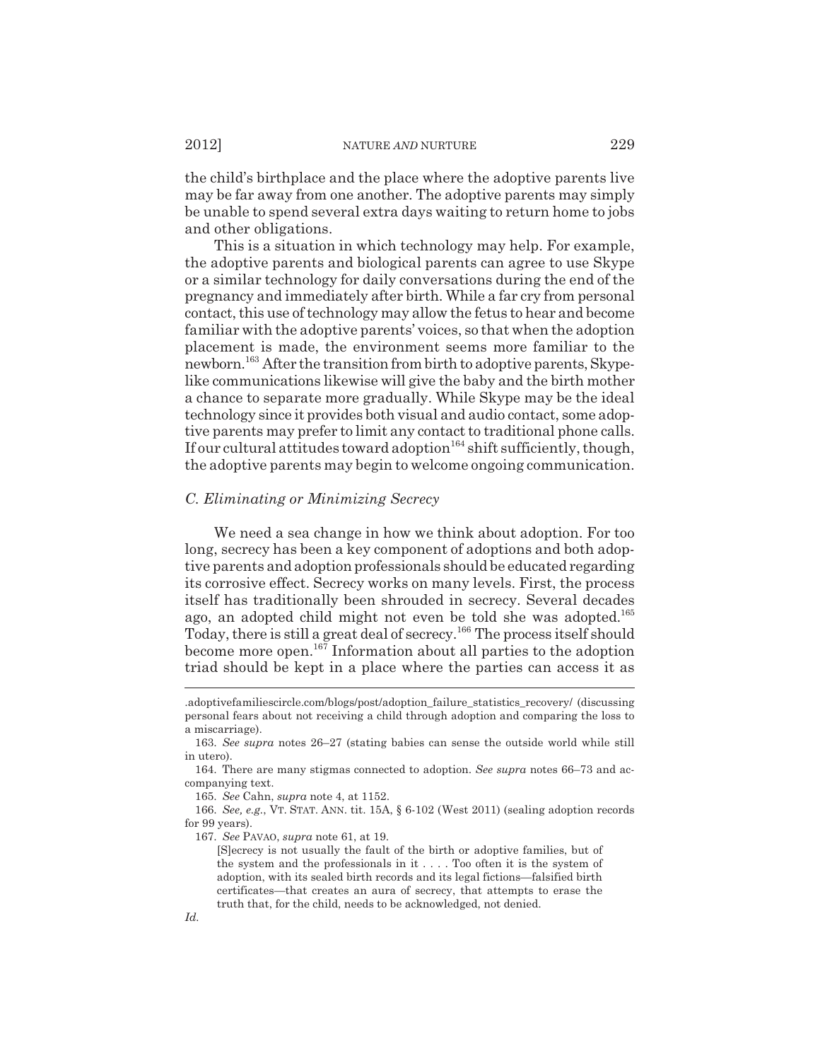the child's birthplace and the place where the adoptive parents live may be far away from one another. The adoptive parents may simply be unable to spend several extra days waiting to return home to jobs and other obligations.

This is a situation in which technology may help. For example, the adoptive parents and biological parents can agree to use Skype or a similar technology for daily conversations during the end of the pregnancy and immediately after birth. While a far cry from personal contact, this use of technology may allow the fetus to hear and become familiar with the adoptive parents' voices, so that when the adoption placement is made, the environment seems more familiar to the newborn.[163] After the transition from birth to adoptive parents, Skype-like communications likewise will give the baby and the birth mother a chance to separate more gradually. While Skype may be the ideal technology since it provides both visual and audio contact, some adoptive parents may prefer to limit any contact to traditional phone calls. If our cultural attitudes toward adoption[164] shift sufficiently, though, the adoptive parents may begin to welcome ongoing communication.

### *C. Eliminating or Minimizing Secrecy*

We need a sea change in how we think about adoption. For too long, secrecy has been a key component of adoptions and both adoptive parents and adoption professionals should be educated regarding its corrosive effect. Secrecy works on many levels. First, the process itself has traditionally been shrouded in secrecy. Several decades ago, an adopted child might not even be told she was adopted.[165] Today, there is still a great deal of secrecy.[166] The process itself should become more open.[167] Information about all parties to the adoption triad should be kept in a place where the parties can access it as

---

.adoptivefamiliescircle.com/blogs/post/adoption_failure_statistics_recovery/ (discussing personal fears about not receiving a child through adoption and comparing the loss to a miscarriage).

163. *See supra* notes 26–27 (stating babies can sense the outside world while still in utero).

164. There are many stigmas connected to adoption. *See supra* notes 66–73 and accompanying text.

165. *See* Cahn, *supra* note 4, at 1152.

166. *See, e.g.*, VT. STAT. ANN. tit. 15A, § 6-102 (West 2011) (sealing adoption records for 99 years).

167. *See* PAVAO, *supra* note 61, at 19.

> [S]ecrecy is not usually the fault of the birth or adoptive families, but of the system and the professionals in it . . . . Too often it is the system of adoption, with its sealed birth records and its legal fictions—falsified birth certificates—that creates an aura of secrecy, that attempts to erase the truth that, for the child, needs to be acknowledged, not denied.

*Id.*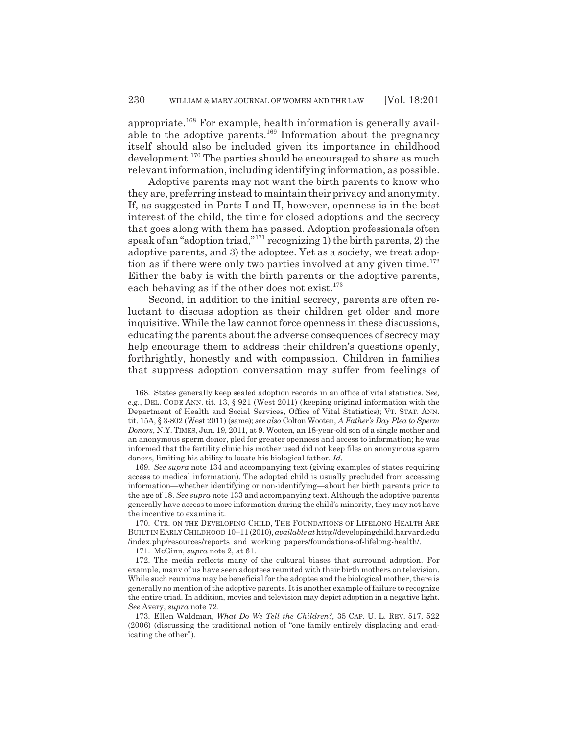appropriate.[168] For example, health information is generally available to the adoptive parents.[169] Information about the pregnancy itself should also be included given its importance in childhood development.[170] The parties should be encouraged to share as much relevant information, including identifying information, as possible.

Adoptive parents may not want the birth parents to know who they are, preferring instead to maintain their privacy and anonymity. If, as suggested in Parts I and II, however, openness is in the best interest of the child, the time for closed adoptions and the secrecy that goes along with them has passed. Adoption professionals often speak of an "adoption triad,"[171] recognizing 1) the birth parents, 2) the adoptive parents, and 3) the adoptee. Yet as a society, we treat adoption as if there were only two parties involved at any given time.[172] Either the baby is with the birth parents or the adoptive parents, each behaving as if the other does not exist.[173]

Second, in addition to the initial secrecy, parents are often reluctant to discuss adoption as their children get older and more inquisitive. While the law cannot force openness in these discussions, educating the parents about the adverse consequences of secrecy may help encourage them to address their children's questions openly, forthrightly, honestly and with compassion. Children in families that suppress adoption conversation may suffer from feelings of

---

168. States generally keep sealed adoption records in an office of vital statistics. *See, e.g.*, DEL. CODE ANN. tit. 13, § 921 (West 2011) (keeping original information with the Department of Health and Social Services, Office of Vital Statistics); VT. STAT. ANN. tit. 15A, § 3-802 (West 2011) (same); *see also* Colton Wooten, *A Father's Day Plea to Sperm Donors*, N.Y. TIMES, Jun. 19, 2011, at 9. Wooten, an 18-year-old son of a single mother and an anonymous sperm donor, pled for greater openness and access to information; he was informed that the fertility clinic his mother used did not keep files on anonymous sperm donors, limiting his ability to locate his biological father. *Id.*

169. *See supra* note 134 and accompanying text (giving examples of states requiring access to medical information). The adopted child is usually precluded from accessing information—whether identifying or non-identifying—about her birth parents prior to the age of 18. *See supra* note 133 and accompanying text. Although the adoptive parents generally have access to more information during the child's minority, they may not have the incentive to examine it.

170. CTR. ON THE DEVELOPING CHILD, THE FOUNDATIONS OF LIFELONG HEALTH ARE BUILT IN EARLY CHILDHOOD 10–11 (2010), *available at* http://developingchild.harvard.edu/index.php/resources/reports_and_working_papers/foundations-of-lifelong-health/.

171. McGinn, *supra* note 2, at 61.

172. The media reflects many of the cultural biases that surround adoption. For example, many of us have seen adoptees reunited with their birth mothers on television. While such reunions may be beneficial for the adoptee and the biological mother, there is generally no mention of the adoptive parents. It is another example of failure to recognize the entire triad. In addition, movies and television may depict adoption in a negative light. *See* Avery, *supra* note 72.

173. Ellen Waldman, *What Do We Tell the Children?*, 35 CAP. U. L. REV. 517, 522 (2006) (discussing the traditional notion of "one family entirely displacing and eradicating the other").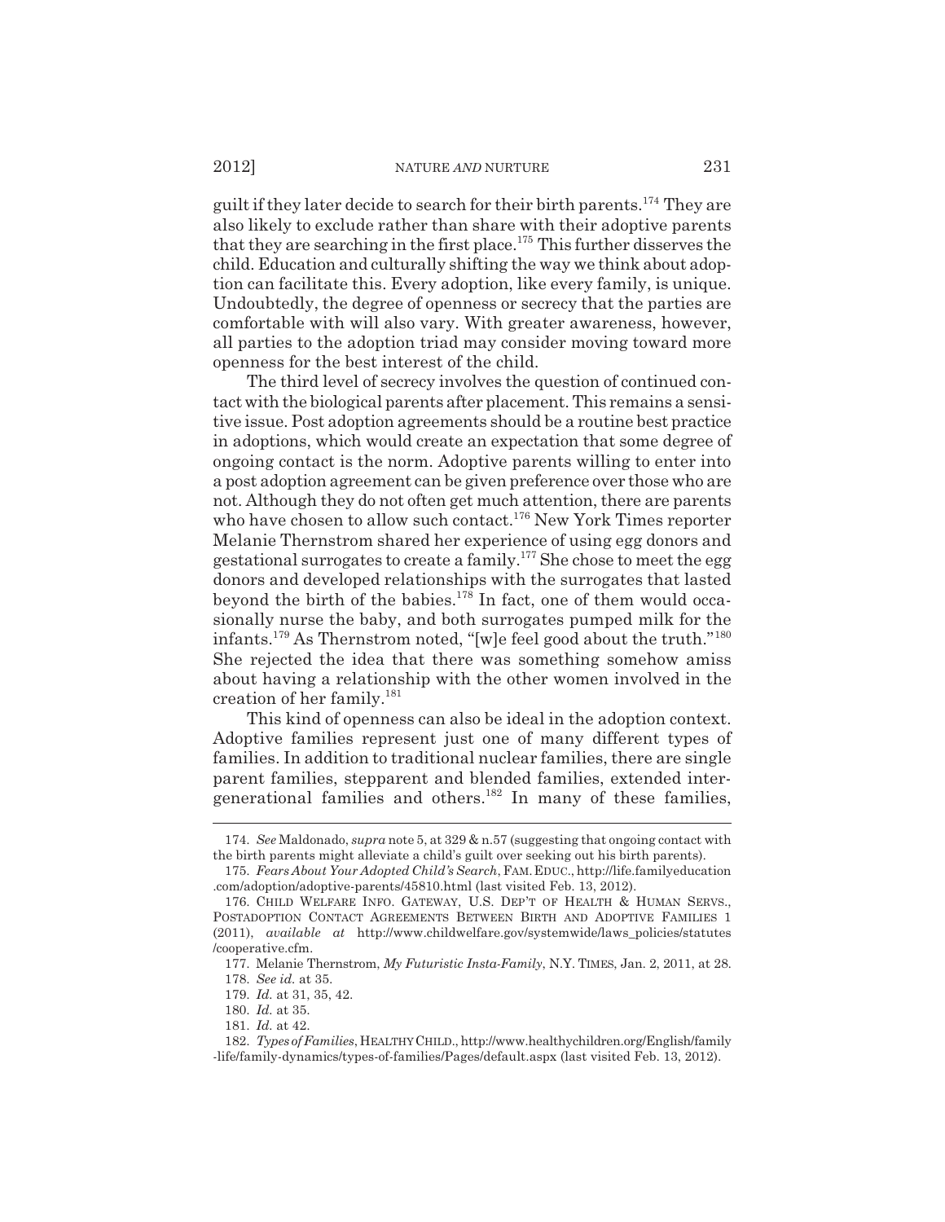guilt if they later decide to search for their birth parents.[174] They are also likely to exclude rather than share with their adoptive parents that they are searching in the first place.[175] This further disserves the child. Education and culturally shifting the way we think about adoption can facilitate this. Every adoption, like every family, is unique. Undoubtedly, the degree of openness or secrecy that the parties are comfortable with will also vary. With greater awareness, however, all parties to the adoption triad may consider moving toward more openness for the best interest of the child.

The third level of secrecy involves the question of continued contact with the biological parents after placement. This remains a sensitive issue. Post adoption agreements should be a routine best practice in adoptions, which would create an expectation that some degree of ongoing contact is the norm. Adoptive parents willing to enter into a post adoption agreement can be given preference over those who are not. Although they do not often get much attention, there are parents who have chosen to allow such contact.[176] New York Times reporter Melanie Thernstrom shared her experience of using egg donors and gestational surrogates to create a family.[177] She chose to meet the egg donors and developed relationships with the surrogates that lasted beyond the birth of the babies.[178] In fact, one of them would occasionally nurse the baby, and both surrogates pumped milk for the infants.[179] As Thernstrom noted, "[w]e feel good about the truth."[180] She rejected the idea that there was something somehow amiss about having a relationship with the other women involved in the creation of her family.[181]

This kind of openness can also be ideal in the adoption context. Adoptive families represent just one of many different types of families. In addition to traditional nuclear families, there are single parent families, stepparent and blended families, extended intergenerational families and others.[182] In many of these families,

---

174. *See* Maldonado, *supra* note 5, at 329 & n.57 (suggesting that ongoing contact with the birth parents might alleviate a child's guilt over seeking out his birth parents).

175. *Fears About Your Adopted Child's Search*, FAM. EDUC., http://life.familyeducation.com/adoption/adoptive-parents/45810.html (last visited Feb. 13, 2012).

176. CHILD WELFARE INFO. GATEWAY, U.S. DEP'T OF HEALTH & HUMAN SERVS., POSTADOPTION CONTACT AGREEMENTS BETWEEN BIRTH AND ADOPTIVE FAMILIES 1 (2011), *available at* http://www.childwelfare.gov/systemwide/laws_policies/statutes/cooperative.cfm.

177. Melanie Thernstrom, *My Futuristic Insta-Family*, N.Y. TIMES, Jan. 2, 2011, at 28.

178. *See id.* at 35.

179. *Id.* at 31, 35, 42.

180. *Id.* at 35.

181. *Id.* at 42.

182. *Types of Families*, HEALTHY CHILD., http://www.healthychildren.org/English/family-life/family-dynamics/types-of-families/Pages/default.aspx (last visited Feb. 13, 2012).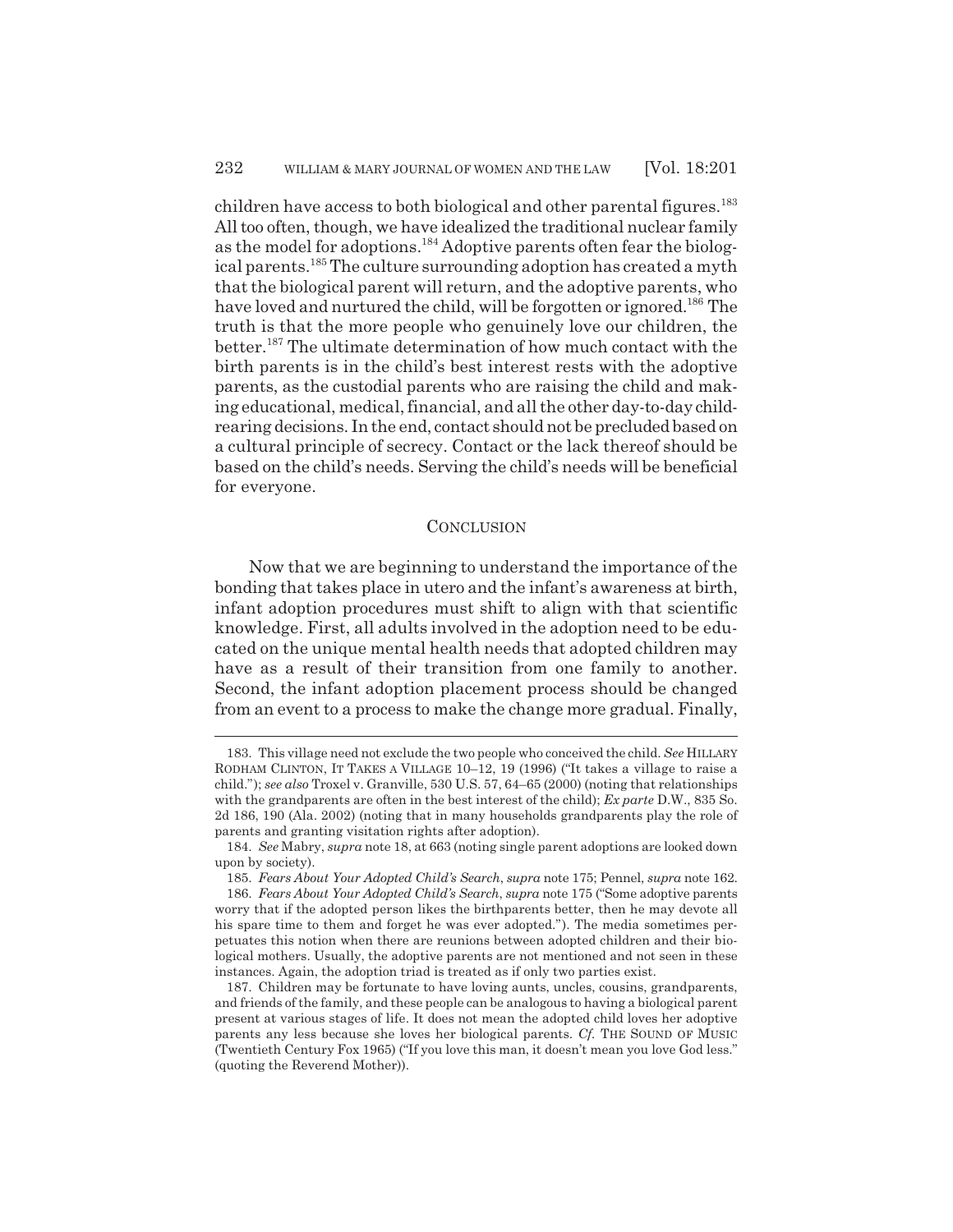children have access to both biological and other parental figures.[183] All too often, though, we have idealized the traditional nuclear family as the model for adoptions.[184] Adoptive parents often fear the biological parents.[185] The culture surrounding adoption has created a myth that the biological parent will return, and the adoptive parents, who have loved and nurtured the child, will be forgotten or ignored.[186] The truth is that the more people who genuinely love our children, the better.[187] The ultimate determination of how much contact with the birth parents is in the child's best interest rests with the adoptive parents, as the custodial parents who are raising the child and making educational, medical, financial, and all the other day-to-day child-rearing decisions. In the end, contact should not be precluded based on a cultural principle of secrecy. Contact or the lack thereof should be based on the child's needs. Serving the child's needs will be beneficial for everyone.

## CONCLUSION

Now that we are beginning to understand the importance of the bonding that takes place in utero and the infant's awareness at birth, infant adoption procedures must shift to align with that scientific knowledge. First, all adults involved in the adoption need to be educated on the unique mental health needs that adopted children may have as a result of their transition from one family to another. Second, the infant adoption placement process should be changed from an event to a process to make the change more gradual. Finally,

---

183. This village need not exclude the two people who conceived the child. *See* HILLARY RODHAM CLINTON, IT TAKES A VILLAGE 10–12, 19 (1996) ("It takes a village to raise a child."); *see also* Troxel v. Granville, 530 U.S. 57, 64–65 (2000) (noting that relationships with the grandparents are often in the best interest of the child); *Ex parte* D.W., 835 So. 2d 186, 190 (Ala. 2002) (noting that in many households grandparents play the role of parents and granting visitation rights after adoption).

184. *See* Mabry, *supra* note 18, at 663 (noting single parent adoptions are looked down upon by society).

185. *Fears About Your Adopted Child's Search*, *supra* note 175; Pennel, *supra* note 162.

186. *Fears About Your Adopted Child's Search*, *supra* note 175 ("Some adoptive parents worry that if the adopted person likes the birthparents better, then he may devote all his spare time to them and forget he was ever adopted."). The media sometimes perpetuates this notion when there are reunions between adopted children and their biological mothers. Usually, the adoptive parents are not mentioned and not seen in these instances. Again, the adoption triad is treated as if only two parties exist.

187. Children may be fortunate to have loving aunts, uncles, cousins, grandparents, and friends of the family, and these people can be analogous to having a biological parent present at various stages of life. It does not mean the adopted child loves her adoptive parents any less because she loves her biological parents. *Cf.* THE SOUND OF MUSIC (Twentieth Century Fox 1965) ("If you love this man, it doesn't mean you love God less." (quoting the Reverend Mother)).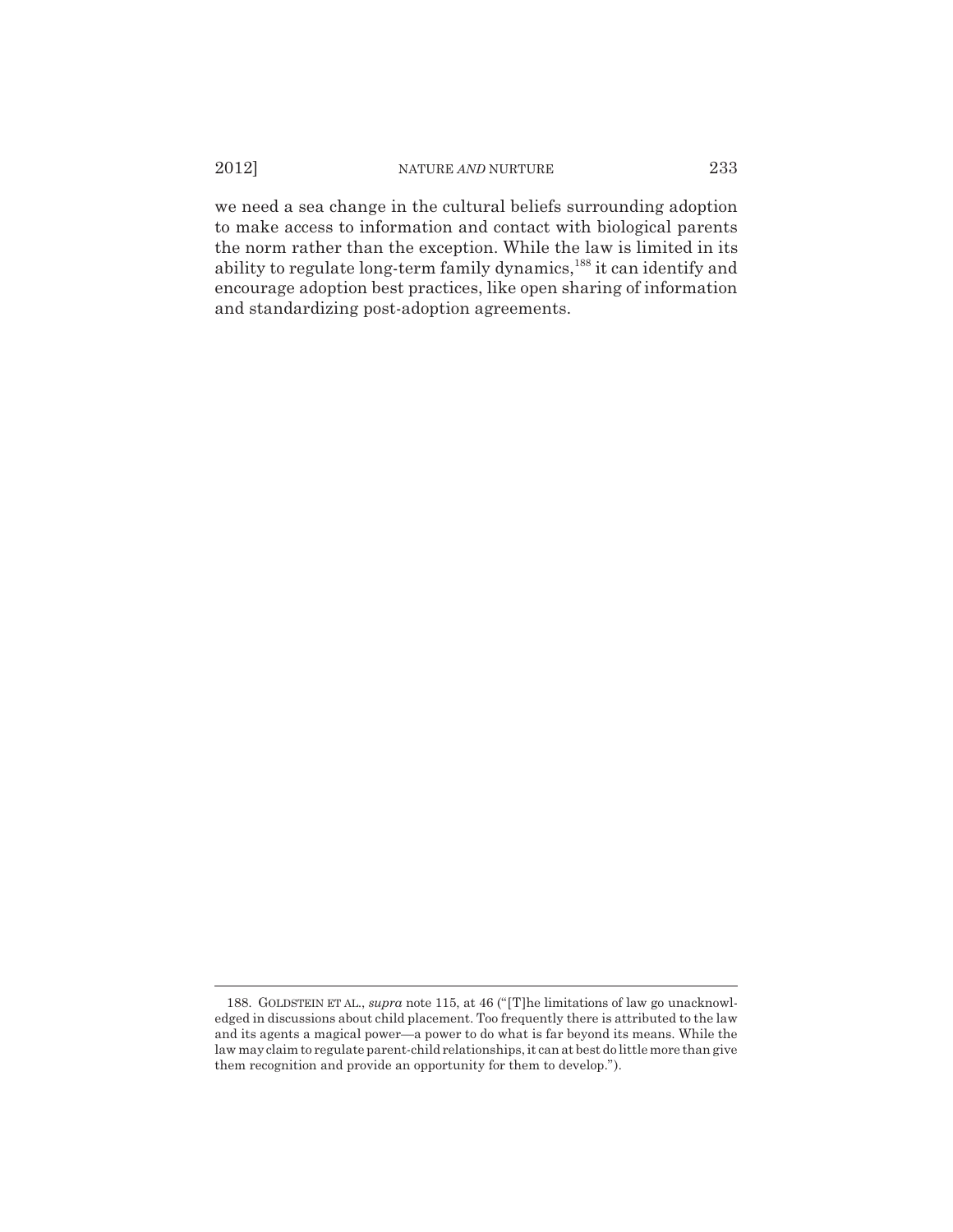we need a sea change in the cultural beliefs surrounding adoption to make access to information and contact with biological parents the norm rather than the exception. While the law is limited in its ability to regulate long-term family dynamics,[188] it can identify and encourage adoption best practices, like open sharing of information and standardizing post-adoption agreements.

---

188. GOLDSTEIN ET AL., *supra* note 115, at 46 ("[T]he limitations of law go unacknowledged in discussions about child placement. Too frequently there is attributed to the law and its agents a magical power—a power to do what is far beyond its means. While the law may claim to regulate parent-child relationships, it can at best do little more than give them recognition and provide an opportunity for them to develop.").